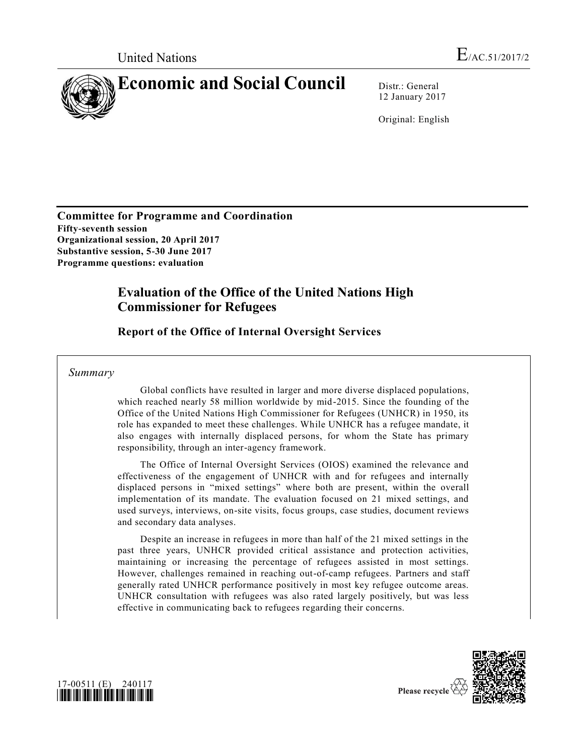United Nations

E/AC.51/2017/2

# Economic and Social Council

Distr.: General
12 January 2017

Original: English

**Committee for Programme and Coordination**
**Fifty-seventh session**
**Organizational session, 20 April 2017**
**Substantive session, 5-30 June 2017**
**Programme questions: evaluation**

## Evaluation of the Office of the United Nations High Commissioner for Refugees

### Report of the Office of Internal Oversight Services

*Summary*

Global conflicts have resulted in larger and more diverse displaced populations, which reached nearly 58 million worldwide by mid-2015. Since the founding of the Office of the United Nations High Commissioner for Refugees (UNHCR) in 1950, its role has expanded to meet these challenges. While UNHCR has a refugee mandate, it also engages with internally displaced persons, for whom the State has primary responsibility, through an inter-agency framework.

The Office of Internal Oversight Services (OIOS) examined the relevance and effectiveness of the engagement of UNHCR with and for refugees and internally displaced persons in "mixed settings" where both are present, within the overall implementation of its mandate. The evaluation focused on 21 mixed settings, and used surveys, interviews, on-site visits, focus groups, case studies, document reviews and secondary data analyses.

Despite an increase in refugees in more than half of the 21 mixed settings in the past three years, UNHCR provided critical assistance and protection activities, maintaining or increasing the percentage of refugees assisted in most settings. However, challenges remained in reaching out-of-camp refugees. Partners and staff generally rated UNHCR performance positively in most key refugee outcome areas. UNHCR consultation with refugees was also rated largely positively, but was less effective in communicating back to refugees regarding their concerns.

17-00511 (E) 240117

Please recycle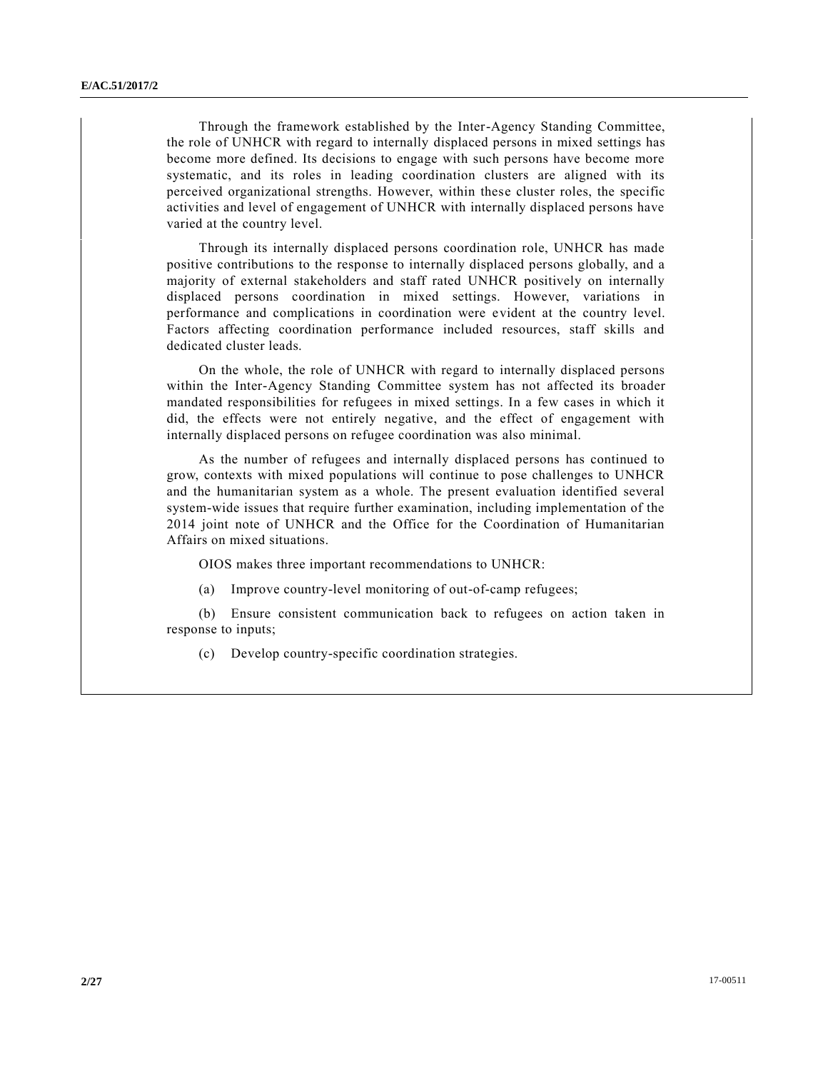Through the framework established by the Inter-Agency Standing Committee, the role of UNHCR with regard to internally displaced persons in mixed settings has become more defined. Its decisions to engage with such persons have become more systematic, and its roles in leading coordination clusters are aligned with its perceived organizational strengths. However, within these cluster roles, the specific activities and level of engagement of UNHCR with internally displaced persons have varied at the country level.

Through its internally displaced persons coordination role, UNHCR has made positive contributions to the response to internally displaced persons globally, and a majority of external stakeholders and staff rated UNHCR positively on internally displaced persons coordination in mixed settings. However, variations in performance and complications in coordination were evident at the country level. Factors affecting coordination performance included resources, staff skills and dedicated cluster leads.

On the whole, the role of UNHCR with regard to internally displaced persons within the Inter-Agency Standing Committee system has not affected its broader mandated responsibilities for refugees in mixed settings. In a few cases in which it did, the effects were not entirely negative, and the effect of engagement with internally displaced persons on refugee coordination was also minimal.

As the number of refugees and internally displaced persons has continued to grow, contexts with mixed populations will continue to pose challenges to UNHCR and the humanitarian system as a whole. The present evaluation identified several system-wide issues that require further examination, including implementation of the 2014 joint note of UNHCR and the Office for the Coordination of Humanitarian Affairs on mixed situations.

OIOS makes three important recommendations to UNHCR:

(a) Improve country-level monitoring of out-of-camp refugees;

(b) Ensure consistent communication back to refugees on action taken in response to inputs;

(c) Develop country-specific coordination strategies.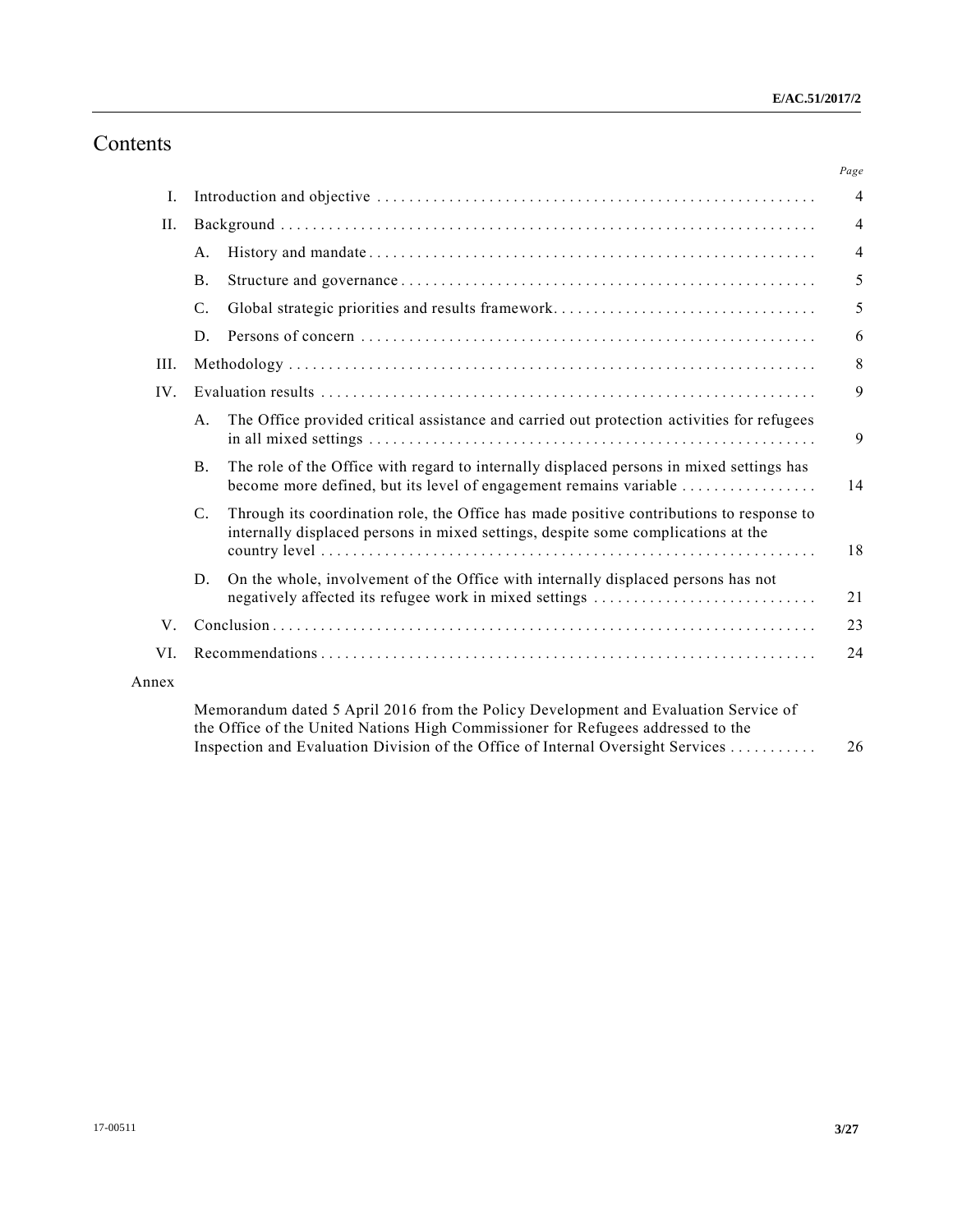# Contents

| | | | Page |
|---|---|---|---|
| I. | Introduction and objective | | 4 |
| II. | Background | | 4 |
| | A. | History and mandate | 4 |
| | B. | Structure and governance | 5 |
| | C. | Global strategic priorities and results framework | 5 |
| | D. | Persons of concern | 6 |
| III. | Methodology | | 8 |
| IV. | Evaluation results | | 9 |
| | A. | The Office provided critical assistance and carried out protection activities for refugees in all mixed settings | 9 |
| | B. | The role of the Office with regard to internally displaced persons in mixed settings has become more defined, but its level of engagement remains variable | 14 |
| | C. | Through its coordination role, the Office has made positive contributions to response to internally displaced persons in mixed settings, despite some complications at the country level | 18 |
| | D. | On the whole, involvement of the Office with internally displaced persons has not negatively affected its refugee work in mixed settings | 21 |
| V. | Conclusion | | 23 |
| VI. | Recommendations | | 24 |
| Annex | | | |
| | Memorandum dated 5 April 2016 from the Policy Development and Evaluation Service of the Office of the United Nations High Commissioner for Refugees addressed to the Inspection and Evaluation Division of the Office of Internal Oversight Services | | 26 |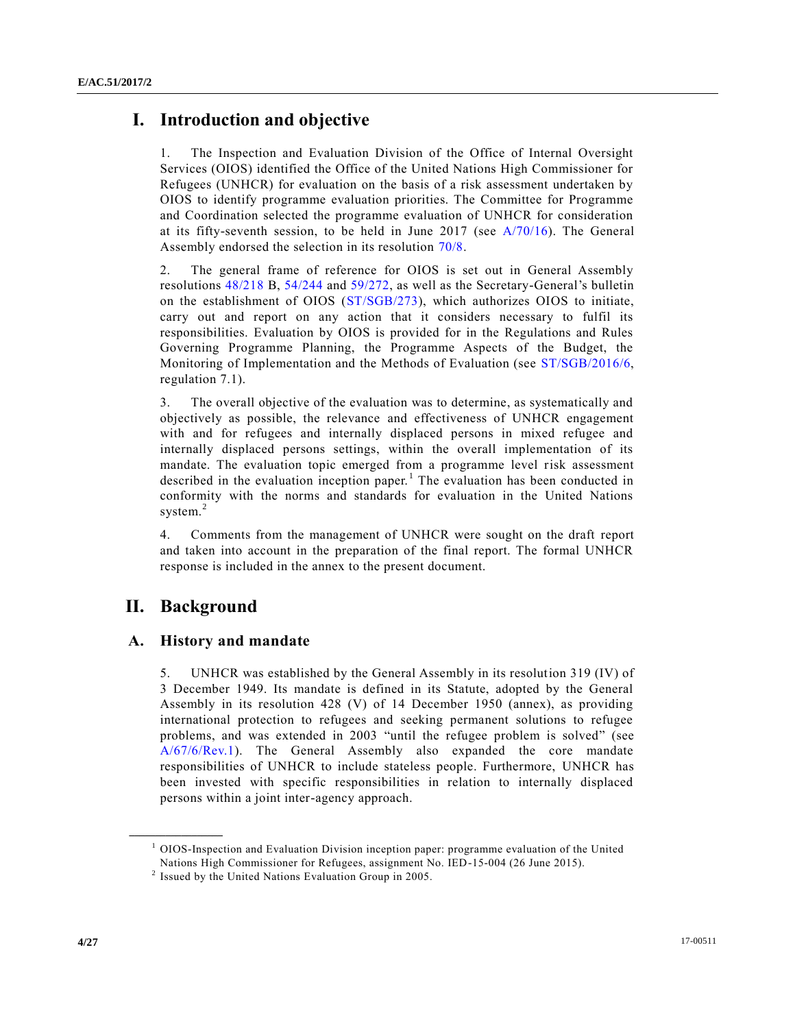# I. Introduction and objective

1. The Inspection and Evaluation Division of the Office of Internal Oversight Services (OIOS) identified the Office of the United Nations High Commissioner for Refugees (UNHCR) for evaluation on the basis of a risk assessment undertaken by OIOS to identify programme evaluation priorities. The Committee for Programme and Coordination selected the programme evaluation of UNHCR for consideration at its fifty-seventh session, to be held in June 2017 (see A/70/16). The General Assembly endorsed the selection in its resolution 70/8.

2. The general frame of reference for OIOS is set out in General Assembly resolutions 48/218 B, 54/244 and 59/272, as well as the Secretary-General's bulletin on the establishment of OIOS (ST/SGB/273), which authorizes OIOS to initiate, carry out and report on any action that it considers necessary to fulfil its responsibilities. Evaluation by OIOS is provided for in the Regulations and Rules Governing Programme Planning, the Programme Aspects of the Budget, the Monitoring of Implementation and the Methods of Evaluation (see ST/SGB/2016/6, regulation 7.1).

3. The overall objective of the evaluation was to determine, as systematically and objectively as possible, the relevance and effectiveness of UNHCR engagement with and for refugees and internally displaced persons in mixed refugee and internally displaced persons settings, within the overall implementation of its mandate. The evaluation topic emerged from a programme level risk assessment described in the evaluation inception paper.[1] The evaluation has been conducted in conformity with the norms and standards for evaluation in the United Nations system.[2]

4. Comments from the management of UNHCR were sought on the draft report and taken into account in the preparation of the final report. The formal UNHCR response is included in the annex to the present document.

# II. Background

## A. History and mandate

5. UNHCR was established by the General Assembly in its resolution 319 (IV) of 3 December 1949. Its mandate is defined in its Statute, adopted by the General Assembly in its resolution 428 (V) of 14 December 1950 (annex), as providing international protection to refugees and seeking permanent solutions to refugee problems, and was extended in 2003 "until the refugee problem is solved" (see A/67/6/Rev.1). The General Assembly also expanded the core mandate responsibilities of UNHCR to include stateless people. Furthermore, UNHCR has been invested with specific responsibilities in relation to internally displaced persons within a joint inter-agency approach.

---

[1] OIOS-Inspection and Evaluation Division inception paper: programme evaluation of the United Nations High Commissioner for Refugees, assignment No. IED-15-004 (26 June 2015).

[2] Issued by the United Nations Evaluation Group in 2005.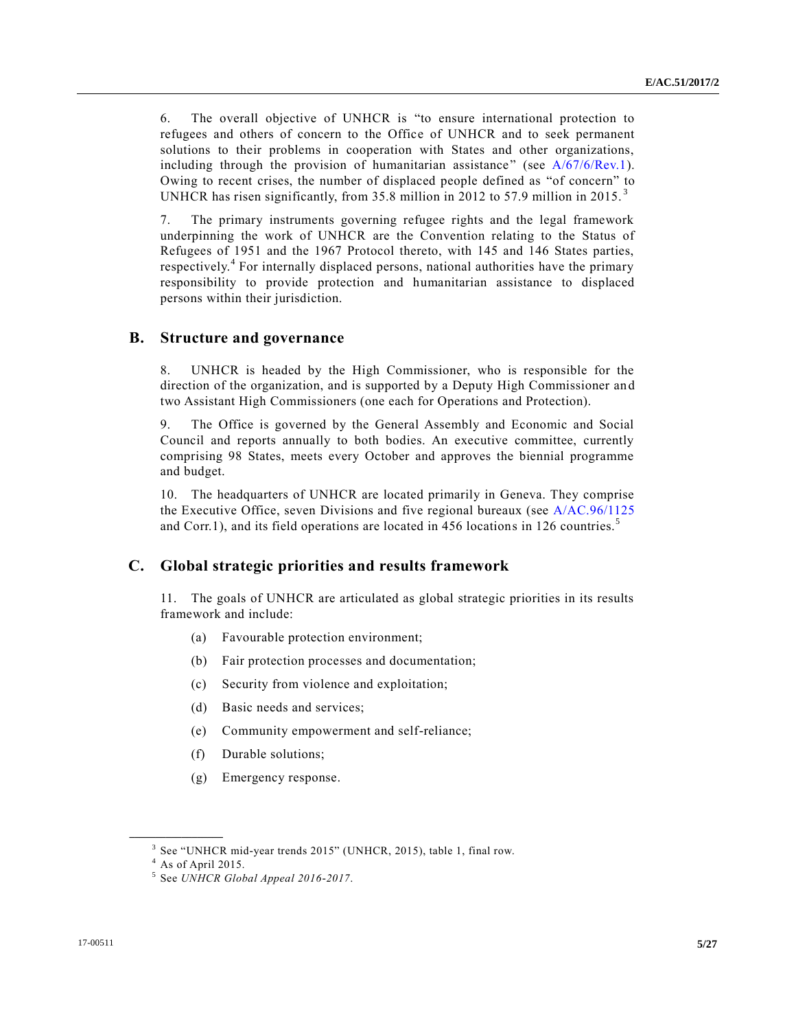6. The overall objective of UNHCR is "to ensure international protection to refugees and others of concern to the Office of UNHCR and to seek permanent solutions to their problems in cooperation with States and other organizations, including through the provision of humanitarian assistance" (see A/67/6/Rev.1). Owing to recent crises, the number of displaced people defined as "of concern" to UNHCR has risen significantly, from 35.8 million in 2012 to 57.9 million in 2015.[3]

7. The primary instruments governing refugee rights and the legal framework underpinning the work of UNHCR are the Convention relating to the Status of Refugees of 1951 and the 1967 Protocol thereto, with 145 and 146 States parties, respectively.[4] For internally displaced persons, national authorities have the primary responsibility to provide protection and humanitarian assistance to displaced persons within their jurisdiction.

## B. Structure and governance

8. UNHCR is headed by the High Commissioner, who is responsible for the direction of the organization, and is supported by a Deputy High Commissioner and two Assistant High Commissioners (one each for Operations and Protection).

9. The Office is governed by the General Assembly and Economic and Social Council and reports annually to both bodies. An executive committee, currently comprising 98 States, meets every October and approves the biennial programme and budget.

10. The headquarters of UNHCR are located primarily in Geneva. They comprise the Executive Office, seven Divisions and five regional bureaux (see A/AC.96/1125 and Corr.1), and its field operations are located in 456 locations in 126 countries.[5]

## C. Global strategic priorities and results framework

11. The goals of UNHCR are articulated as global strategic priorities in its results framework and include:

(a) Favourable protection environment;

(b) Fair protection processes and documentation;

(c) Security from violence and exploitation;

(d) Basic needs and services;

(e) Community empowerment and self-reliance;

(f) Durable solutions;

(g) Emergency response.

---

[3] See "UNHCR mid-year trends 2015" (UNHCR, 2015), table 1, final row.

[4] As of April 2015.

[5] See *UNHCR Global Appeal 2016-2017*.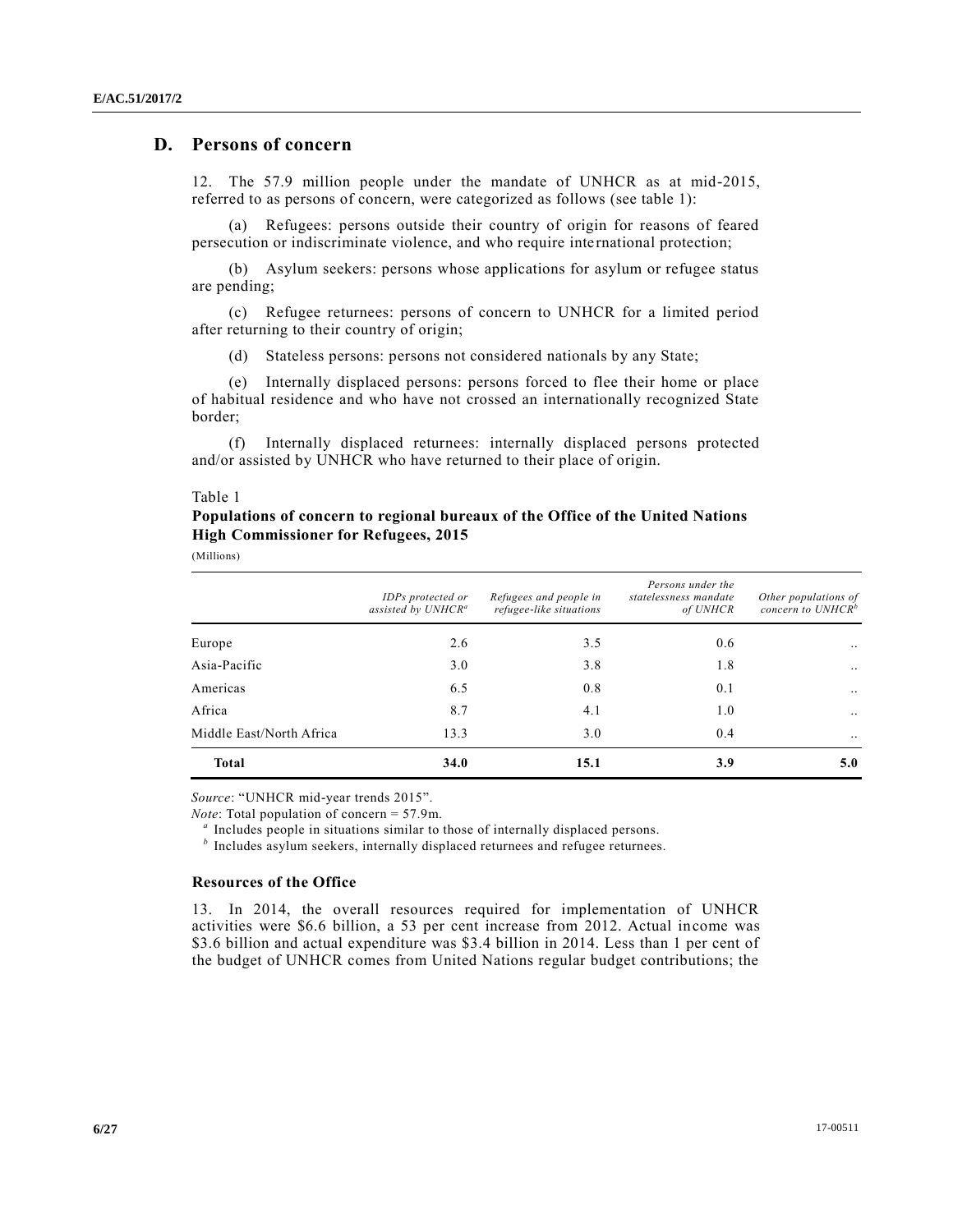## D. Persons of concern

12. The 57.9 million people under the mandate of UNHCR as at mid-2015, referred to as persons of concern, were categorized as follows (see table 1):

(a) Refugees: persons outside their country of origin for reasons of feared persecution or indiscriminate violence, and who require international protection;

(b) Asylum seekers: persons whose applications for asylum or refugee status are pending;

(c) Refugee returnees: persons of concern to UNHCR for a limited period after returning to their country of origin;

(d) Stateless persons: persons not considered nationals by any State;

(e) Internally displaced persons: persons forced to flee their home or place of habitual residence and who have not crossed an internationally recognized State border;

(f) Internally displaced returnees: internally displaced persons protected and/or assisted by UNHCR who have returned to their place of origin.

Table 1

**Populations of concern to regional bureaux of the Office of the United Nations High Commissioner for Refugees, 2015**

(Millions)

| | *IDPs protected or assisted by UNHCR*[a] | *Refugees and people in refugee-like situations* | *Persons under the statelessness mandate of UNHCR* | *Other populations of concern to UNHCR*[b] |
|---|---|---|---|---|
| Europe | 2.6 | 3.5 | 0.6 | .. |
| Asia-Pacific | 3.0 | 3.8 | 1.8 | .. |
| Americas | 6.5 | 0.8 | 0.1 | .. |
| Africa | 8.7 | 4.1 | 1.0 | .. |
| Middle East/North Africa | 13.3 | 3.0 | 0.4 | .. |
| **Total** | **34.0** | **15.1** | **3.9** | **5.0** |

*Source*: "UNHCR mid-year trends 2015".

*Note*: Total population of concern = 57.9m.

[a] Includes people in situations similar to those of internally displaced persons.

[b] Includes asylum seekers, internally displaced returnees and refugee returnees.

### Resources of the Office

13. In 2014, the overall resources required for implementation of UNHCR activities were \$6.6 billion, a 53 per cent increase from 2012. Actual income was \$3.6 billion and actual expenditure was \$3.4 billion in 2014. Less than 1 per cent of the budget of UNHCR comes from United Nations regular budget contributions; the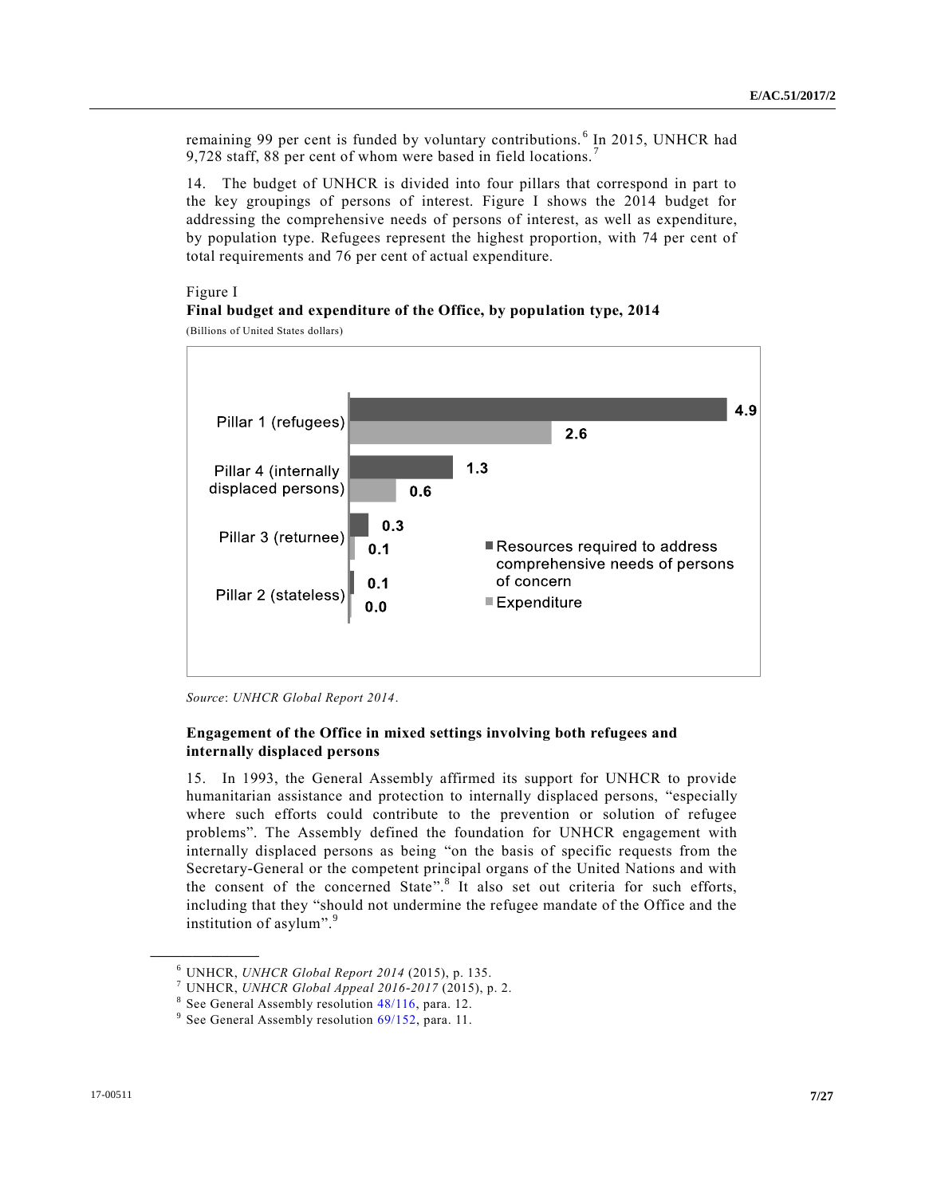remaining 99 per cent is funded by voluntary contributions.[6] In 2015, UNHCR had 9,728 staff, 88 per cent of whom were based in field locations.[7]

14. The budget of UNHCR is divided into four pillars that correspond in part to the key groupings of persons of interest. Figure I shows the 2014 budget for addressing the comprehensive needs of persons of interest, as well as expenditure, by population type. Refugees represent the highest proportion, with 74 per cent of total requirements and 76 per cent of actual expenditure.

Figure I

**Final budget and expenditure of the Office, by population type, 2014**

(Billions of United States dollars)

| | Resources required to address comprehensive needs of persons of concern | Expenditure |
|---|---|---|
| Pillar 1 (refugees) | 4.9 | 2.6 |
| Pillar 4 (internally displaced persons) | 1.3 | 0.6 |
| Pillar 3 (returnee) | 0.3 | 0.1 |
| Pillar 2 (stateless) | 0.1 | 0.0 |

*Source*: *UNHCR Global Report 2014*.

### Engagement of the Office in mixed settings involving both refugees and internally displaced persons

15. In 1993, the General Assembly affirmed its support for UNHCR to provide humanitarian assistance and protection to internally displaced persons, "especially where such efforts could contribute to the prevention or solution of refugee problems". The Assembly defined the foundation for UNHCR engagement with internally displaced persons as being "on the basis of specific requests from the Secretary-General or the competent principal organs of the United Nations and with the consent of the concerned State".[8] It also set out criteria for such efforts, including that they "should not undermine the refugee mandate of the Office and the institution of asylum".[9]

---

[6] UNHCR, *UNHCR Global Report 2014* (2015), p. 135.

[7] UNHCR, *UNHCR Global Appeal 2016-2017* (2015), p. 2.

[8] See General Assembly resolution 48/116, para. 12.

[9] See General Assembly resolution 69/152, para. 11.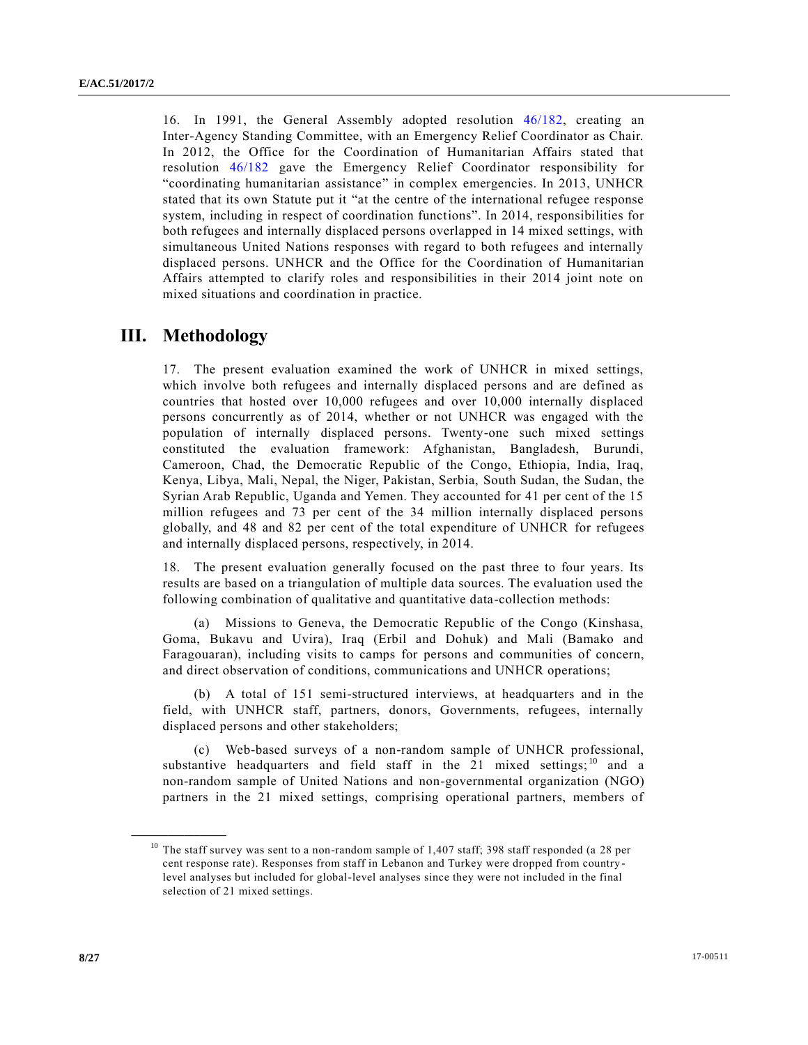16. In 1991, the General Assembly adopted resolution 46/182, creating an Inter-Agency Standing Committee, with an Emergency Relief Coordinator as Chair. In 2012, the Office for the Coordination of Humanitarian Affairs stated that resolution 46/182 gave the Emergency Relief Coordinator responsibility for "coordinating humanitarian assistance" in complex emergencies. In 2013, UNHCR stated that its own Statute put it "at the centre of the international refugee response system, including in respect of coordination functions". In 2014, responsibilities for both refugees and internally displaced persons overlapped in 14 mixed settings, with simultaneous United Nations responses with regard to both refugees and internally displaced persons. UNHCR and the Office for the Coordination of Humanitarian Affairs attempted to clarify roles and responsibilities in their 2014 joint note on mixed situations and coordination in practice.

# III. Methodology

17. The present evaluation examined the work of UNHCR in mixed settings, which involve both refugees and internally displaced persons and are defined as countries that hosted over 10,000 refugees and over 10,000 internally displaced persons concurrently as of 2014, whether or not UNHCR was engaged with the population of internally displaced persons. Twenty-one such mixed settings constituted the evaluation framework: Afghanistan, Bangladesh, Burundi, Cameroon, Chad, the Democratic Republic of the Congo, Ethiopia, India, Iraq, Kenya, Libya, Mali, Nepal, the Niger, Pakistan, Serbia, South Sudan, the Sudan, the Syrian Arab Republic, Uganda and Yemen. They accounted for 41 per cent of the 15 million refugees and 73 per cent of the 34 million internally displaced persons globally, and 48 and 82 per cent of the total expenditure of UNHCR for refugees and internally displaced persons, respectively, in 2014.

18. The present evaluation generally focused on the past three to four years. Its results are based on a triangulation of multiple data sources. The evaluation used the following combination of qualitative and quantitative data-collection methods:

(a) Missions to Geneva, the Democratic Republic of the Congo (Kinshasa, Goma, Bukavu and Uvira), Iraq (Erbil and Dohuk) and Mali (Bamako and Faragouaran), including visits to camps for persons and communities of concern, and direct observation of conditions, communications and UNHCR operations;

(b) A total of 151 semi-structured interviews, at headquarters and in the field, with UNHCR staff, partners, donors, Governments, refugees, internally displaced persons and other stakeholders;

(c) Web-based surveys of a non-random sample of UNHCR professional, substantive headquarters and field staff in the 21 mixed settings;[10] and a non-random sample of United Nations and non-governmental organization (NGO) partners in the 21 mixed settings, comprising operational partners, members of

---

[10] The staff survey was sent to a non-random sample of 1,407 staff; 398 staff responded (a 28 per cent response rate). Responses from staff in Lebanon and Turkey were dropped from country-level analyses but included for global-level analyses since they were not included in the final selection of 21 mixed settings.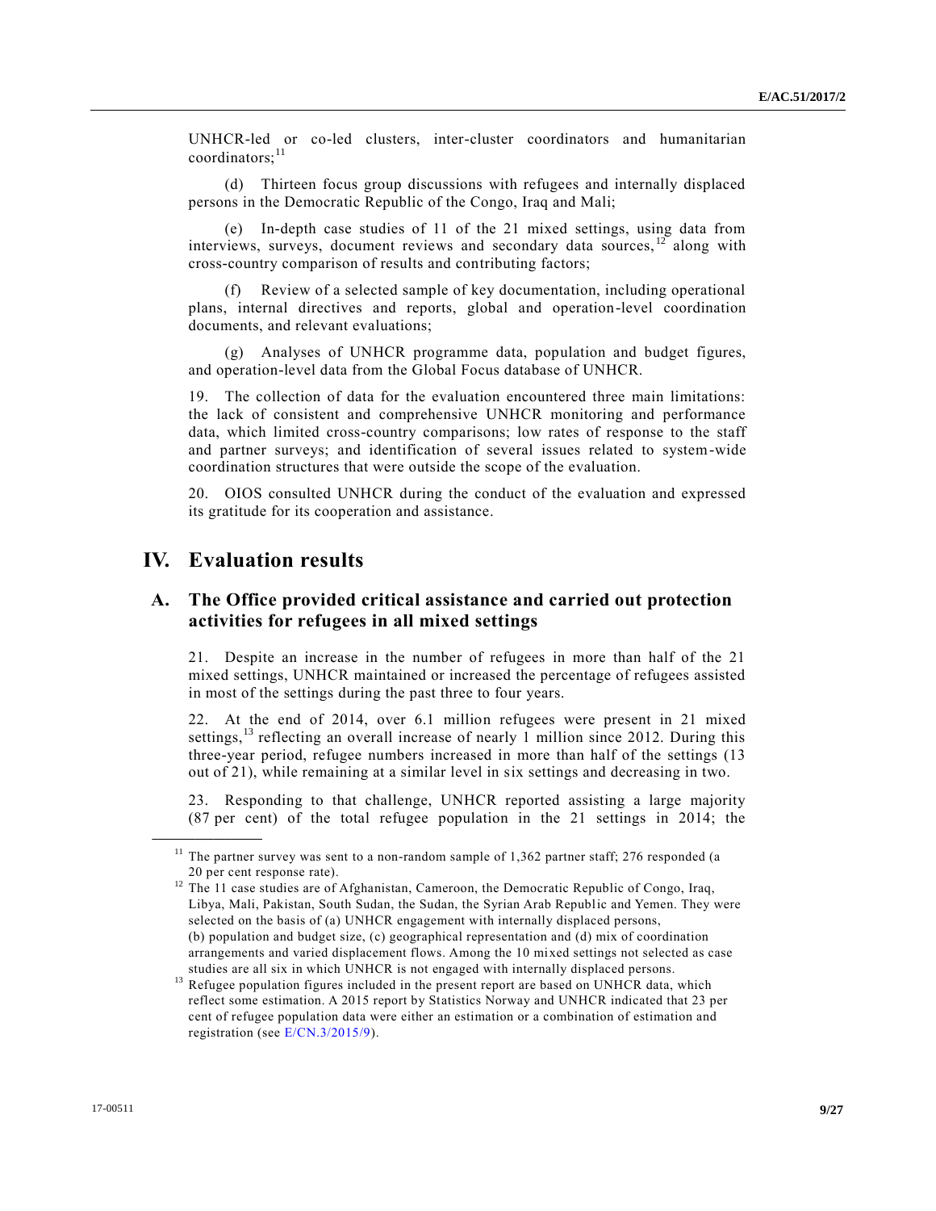UNHCR-led or co-led clusters, inter-cluster coordinators and humanitarian coordinators;[11]

(d) Thirteen focus group discussions with refugees and internally displaced persons in the Democratic Republic of the Congo, Iraq and Mali;

(e) In-depth case studies of 11 of the 21 mixed settings, using data from interviews, surveys, document reviews and secondary data sources,[12] along with cross-country comparison of results and contributing factors;

(f) Review of a selected sample of key documentation, including operational plans, internal directives and reports, global and operation-level coordination documents, and relevant evaluations;

(g) Analyses of UNHCR programme data, population and budget figures, and operation-level data from the Global Focus database of UNHCR.

19. The collection of data for the evaluation encountered three main limitations: the lack of consistent and comprehensive UNHCR monitoring and performance data, which limited cross-country comparisons; low rates of response to the staff and partner surveys; and identification of several issues related to system-wide coordination structures that were outside the scope of the evaluation.

20. OIOS consulted UNHCR during the conduct of the evaluation and expressed its gratitude for its cooperation and assistance.

# IV. Evaluation results

## A. The Office provided critical assistance and carried out protection activities for refugees in all mixed settings

21. Despite an increase in the number of refugees in more than half of the 21 mixed settings, UNHCR maintained or increased the percentage of refugees assisted in most of the settings during the past three to four years.

22. At the end of 2014, over 6.1 million refugees were present in 21 mixed settings,[13] reflecting an overall increase of nearly 1 million since 2012. During this three-year period, refugee numbers increased in more than half of the settings (13 out of 21), while remaining at a similar level in six settings and decreasing in two.

23. Responding to that challenge, UNHCR reported assisting a large majority (87 per cent) of the total refugee population in the 21 settings in 2014; the

---

[11] The partner survey was sent to a non-random sample of 1,362 partner staff; 276 responded (a 20 per cent response rate).

[12] The 11 case studies are of Afghanistan, Cameroon, the Democratic Republic of Congo, Iraq, Libya, Mali, Pakistan, South Sudan, the Sudan, the Syrian Arab Republic and Yemen. They were selected on the basis of (a) UNHCR engagement with internally displaced persons, (b) population and budget size, (c) geographical representation and (d) mix of coordination arrangements and varied displacement flows. Among the 10 mixed settings not selected as case studies are all six in which UNHCR is not engaged with internally displaced persons.

[13] Refugee population figures included in the present report are based on UNHCR data, which reflect some estimation. A 2015 report by Statistics Norway and UNHCR indicated that 23 per cent of refugee population data were either an estimation or a combination of estimation and registration (see E/CN.3/2015/9).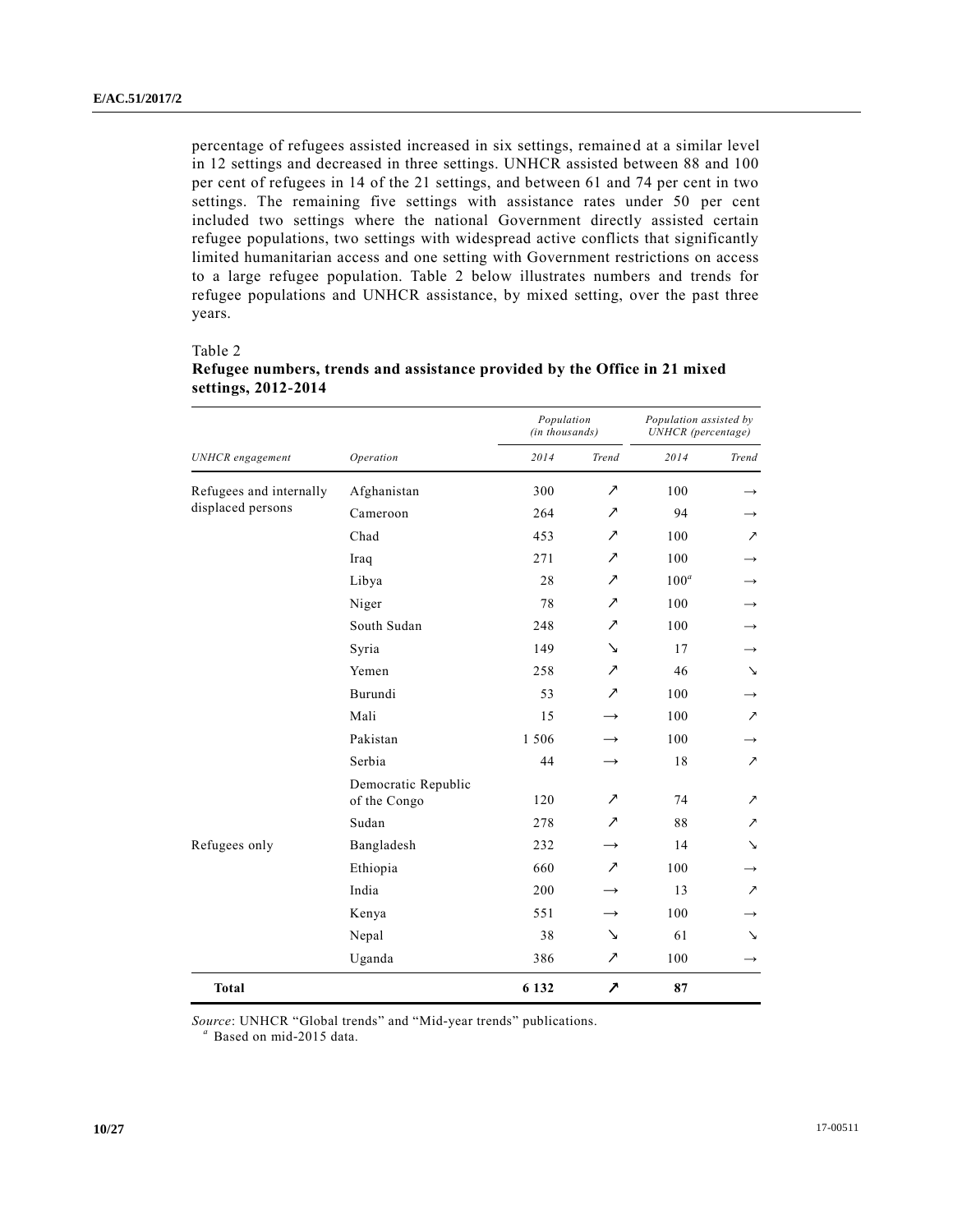percentage of refugees assisted increased in six settings, remained at a similar level in 12 settings and decreased in three settings. UNHCR assisted between 88 and 100 per cent of refugees in 14 of the 21 settings, and between 61 and 74 per cent in two settings. The remaining five settings with assistance rates under 50 per cent included two settings where the national Government directly assisted certain refugee populations, two settings with widespread active conflicts that significantly limited humanitarian access and one setting with Government restrictions on access to a large refugee population. Table 2 below illustrates numbers and trends for refugee populations and UNHCR assistance, by mixed setting, over the past three years.

Table 2
**Refugee numbers, trends and assistance provided by the Office in 21 mixed settings, 2012-2014**

| | | *Population (in thousands)* | | *Population assisted by UNHCR (percentage)* | |
|---|---|---|---|---|---|
| *UNHCR engagement* | *Operation* | *2014* | *Trend* | *2014* | *Trend* |
| Refugees and internally displaced persons | Afghanistan | 300 | ↗ | 100 | → |
| | Cameroon | 264 | ↗ | 94 | → |
| | Chad | 453 | ↗ | 100 | ↗ |
| | Iraq | 271 | ↗ | 100 | → |
| | Libya | 28 | ↗ | 100[a] | → |
| | Niger | 78 | ↗ | 100 | → |
| | South Sudan | 248 | ↗ | 100 | → |
| | Syria | 149 | ↘ | 17 | → |
| | Yemen | 258 | ↗ | 46 | ↘ |
| | Burundi | 53 | ↗ | 100 | → |
| | Mali | 15 | → | 100 | ↗ |
| | Pakistan | 1 506 | → | 100 | → |
| | Serbia | 44 | → | 18 | ↗ |
| | Democratic Republic of the Congo | 120 | ↗ | 74 | ↗ |
| | Sudan | 278 | ↗ | 88 | ↗ |
| Refugees only | Bangladesh | 232 | → | 14 | ↘ |
| | Ethiopia | 660 | ↗ | 100 | → |
| | India | 200 | → | 13 | ↗ |
| | Kenya | 551 | → | 100 | → |
| | Nepal | 38 | ↘ | 61 | ↘ |
| | Uganda | 386 | ↗ | 100 | → |
| **Total** | | **6 132** | **↗** | **87** | |

*Source*: UNHCR "Global trends" and "Mid-year trends" publications.
[a] Based on mid-2015 data.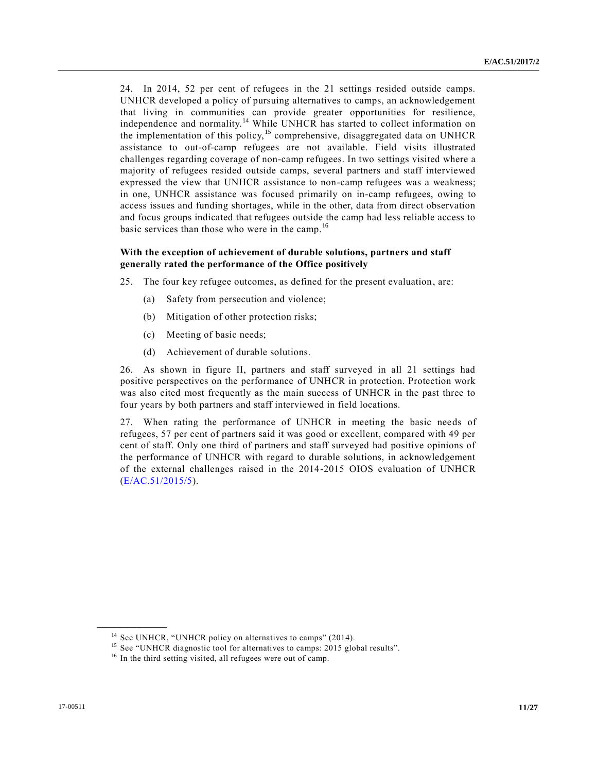24. In 2014, 52 per cent of refugees in the 21 settings resided outside camps. UNHCR developed a policy of pursuing alternatives to camps, an acknowledgement that living in communities can provide greater opportunities for resilience, independence and normality.[14] While UNHCR has started to collect information on the implementation of this policy,[15] comprehensive, disaggregated data on UNHCR assistance to out-of-camp refugees are not available. Field visits illustrated challenges regarding coverage of non-camp refugees. In two settings visited where a majority of refugees resided outside camps, several partners and staff interviewed expressed the view that UNHCR assistance to non-camp refugees was a weakness; in one, UNHCR assistance was focused primarily on in-camp refugees, owing to access issues and funding shortages, while in the other, data from direct observation and focus groups indicated that refugees outside the camp had less reliable access to basic services than those who were in the camp.[16]

**With the exception of achievement of durable solutions, partners and staff generally rated the performance of the Office positively**

25. The four key refugee outcomes, as defined for the present evaluation, are:

(a) Safety from persecution and violence;

(b) Mitigation of other protection risks;

(c) Meeting of basic needs;

(d) Achievement of durable solutions.

26. As shown in figure II, partners and staff surveyed in all 21 settings had positive perspectives on the performance of UNHCR in protection. Protection work was also cited most frequently as the main success of UNHCR in the past three to four years by both partners and staff interviewed in field locations.

27. When rating the performance of UNHCR in meeting the basic needs of refugees, 57 per cent of partners said it was good or excellent, compared with 49 per cent of staff. Only one third of partners and staff surveyed had positive opinions of the performance of UNHCR with regard to durable solutions, in acknowledgement of the external challenges raised in the 2014-2015 OIOS evaluation of UNHCR (E/AC.51/2015/5).

---

[14] See UNHCR, "UNHCR policy on alternatives to camps" (2014).

[15] See "UNHCR diagnostic tool for alternatives to camps: 2015 global results".

[16] In the third setting visited, all refugees were out of camp.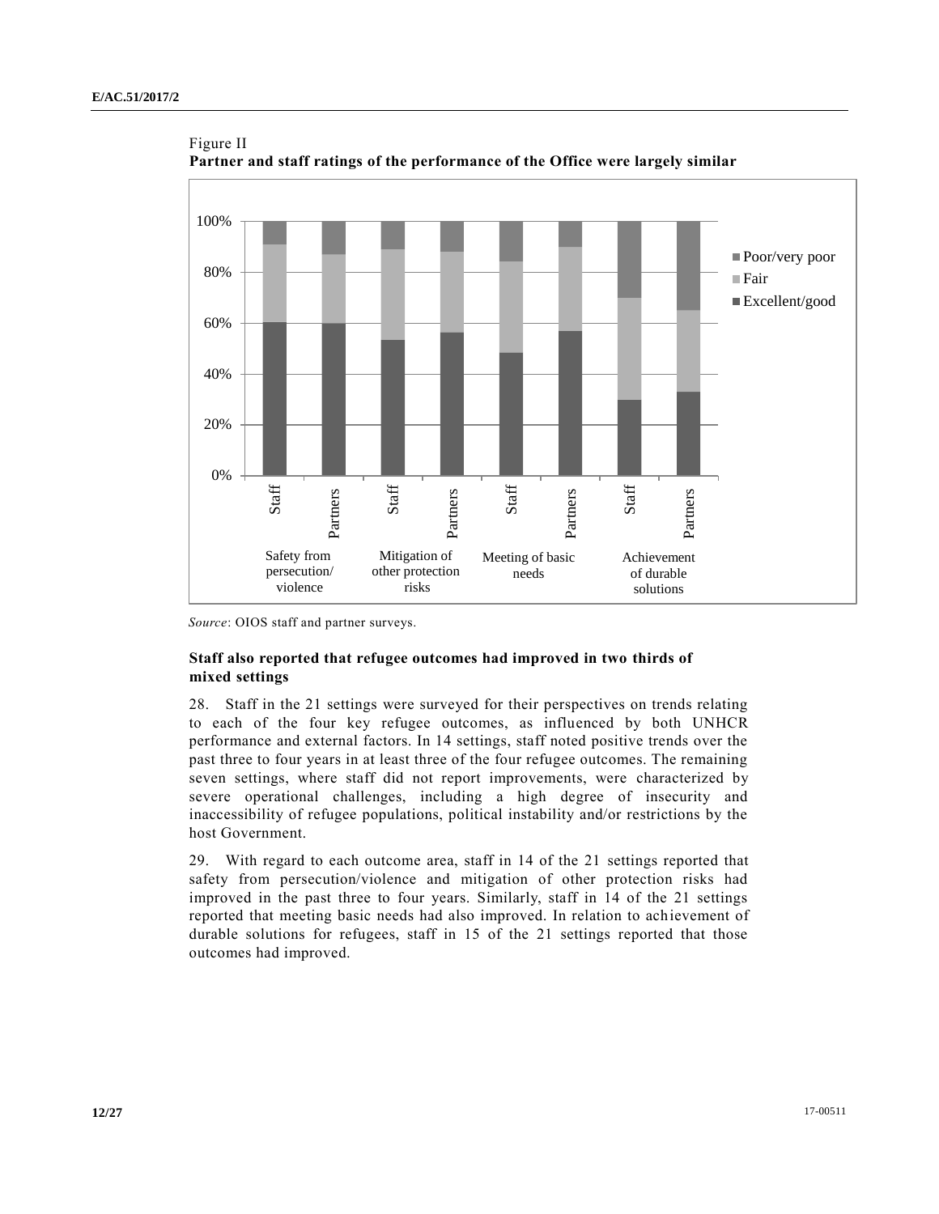Figure II
**Partner and staff ratings of the performance of the Office were largely similar**

*Source*: OIOS staff and partner surveys.

### Staff also reported that refugee outcomes had improved in two thirds of mixed settings

28. Staff in the 21 settings were surveyed for their perspectives on trends relating to each of the four key refugee outcomes, as influenced by both UNHCR performance and external factors. In 14 settings, staff noted positive trends over the past three to four years in at least three of the four refugee outcomes. The remaining seven settings, where staff did not report improvements, were characterized by severe operational challenges, including a high degree of insecurity and inaccessibility of refugee populations, political instability and/or restrictions by the host Government.

29. With regard to each outcome area, staff in 14 of the 21 settings reported that safety from persecution/violence and mitigation of other protection risks had improved in the past three to four years. Similarly, staff in 14 of the 21 settings reported that meeting basic needs had also improved. In relation to achievement of durable solutions for refugees, staff in 15 of the 21 settings reported that those outcomes had improved.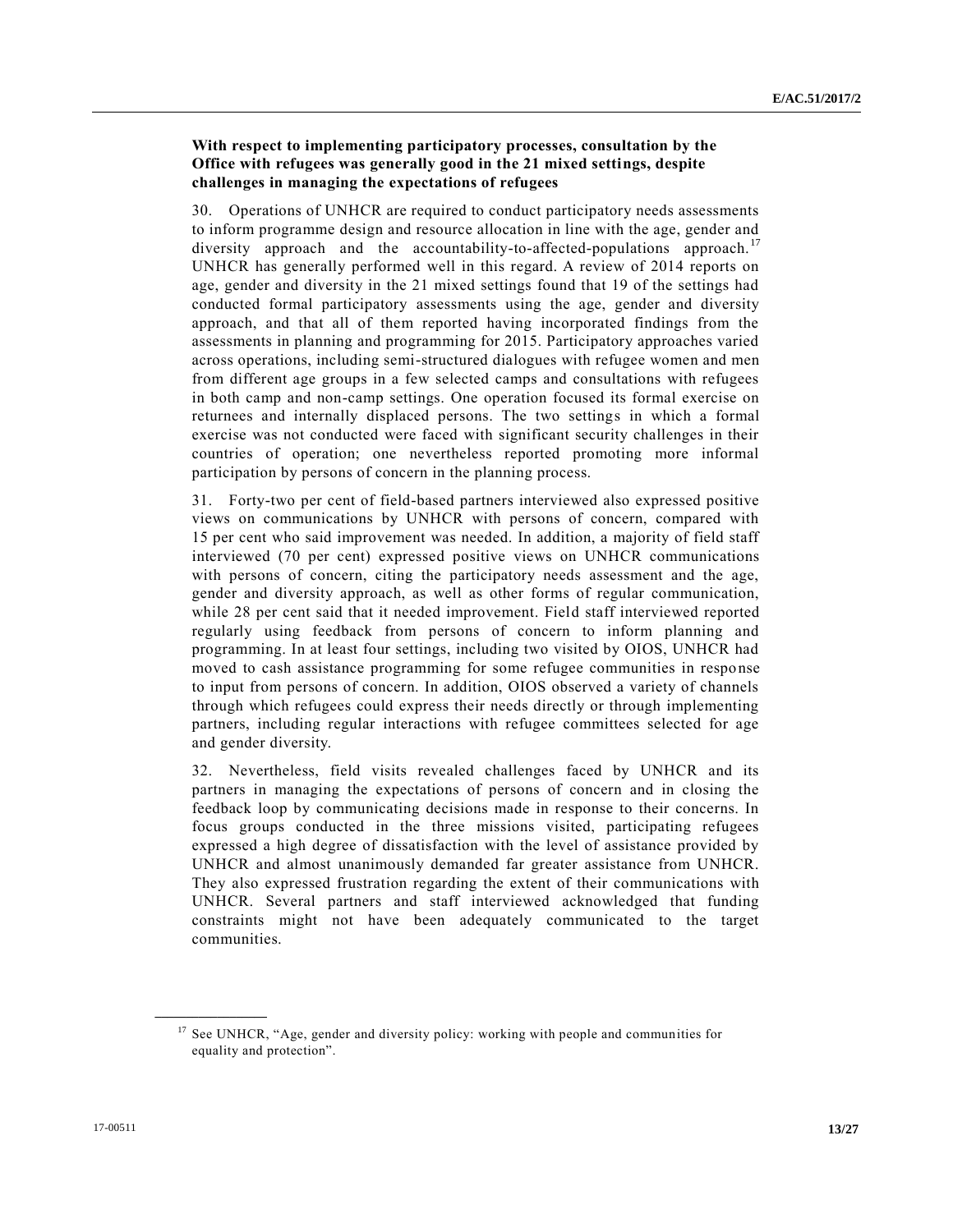**With respect to implementing participatory processes, consultation by the Office with refugees was generally good in the 21 mixed settings, despite challenges in managing the expectations of refugees**

30. Operations of UNHCR are required to conduct participatory needs assessments to inform programme design and resource allocation in line with the age, gender and diversity approach and the accountability-to-affected-populations approach.[17] UNHCR has generally performed well in this regard. A review of 2014 reports on age, gender and diversity in the 21 mixed settings found that 19 of the settings had conducted formal participatory assessments using the age, gender and diversity approach, and that all of them reported having incorporated findings from the assessments in planning and programming for 2015. Participatory approaches varied across operations, including semi-structured dialogues with refugee women and men from different age groups in a few selected camps and consultations with refugees in both camp and non-camp settings. One operation focused its formal exercise on returnees and internally displaced persons. The two settings in which a formal exercise was not conducted were faced with significant security challenges in their countries of operation; one nevertheless reported promoting more informal participation by persons of concern in the planning process.

31. Forty-two per cent of field-based partners interviewed also expressed positive views on communications by UNHCR with persons of concern, compared with 15 per cent who said improvement was needed. In addition, a majority of field staff interviewed (70 per cent) expressed positive views on UNHCR communications with persons of concern, citing the participatory needs assessment and the age, gender and diversity approach, as well as other forms of regular communication, while 28 per cent said that it needed improvement. Field staff interviewed reported regularly using feedback from persons of concern to inform planning and programming. In at least four settings, including two visited by OIOS, UNHCR had moved to cash assistance programming for some refugee communities in response to input from persons of concern. In addition, OIOS observed a variety of channels through which refugees could express their needs directly or through implementing partners, including regular interactions with refugee committees selected for age and gender diversity.

32. Nevertheless, field visits revealed challenges faced by UNHCR and its partners in managing the expectations of persons of concern and in closing the feedback loop by communicating decisions made in response to their concerns. In focus groups conducted in the three missions visited, participating refugees expressed a high degree of dissatisfaction with the level of assistance provided by UNHCR and almost unanimously demanded far greater assistance from UNHCR. They also expressed frustration regarding the extent of their communications with UNHCR. Several partners and staff interviewed acknowledged that funding constraints might not have been adequately communicated to the target communities.

---

[17] See UNHCR, "Age, gender and diversity policy: working with people and communities for equality and protection".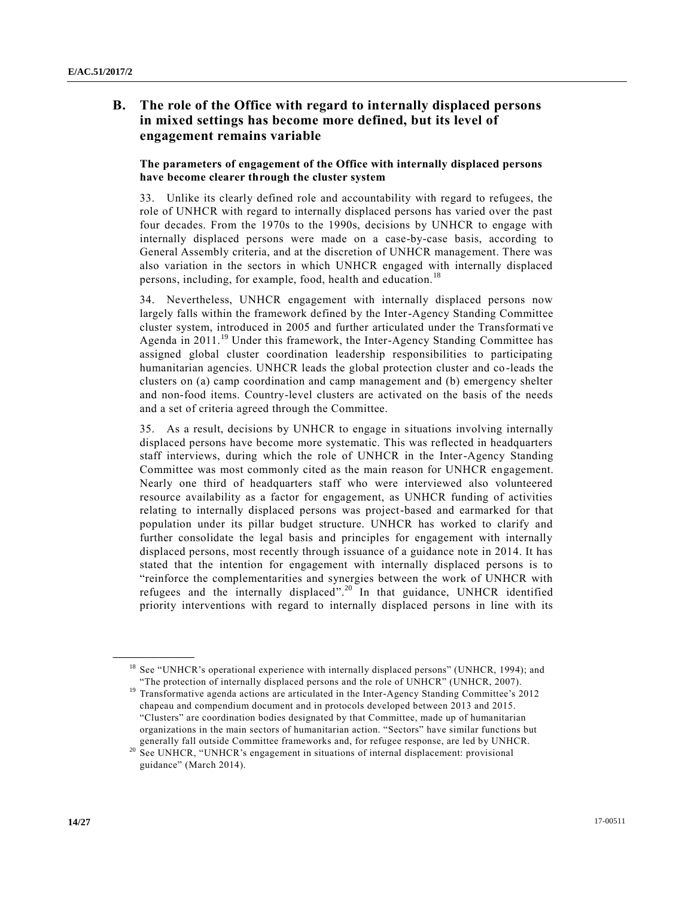## B. The role of the Office with regard to internally displaced persons in mixed settings has become more defined, but its level of engagement remains variable

### The parameters of engagement of the Office with internally displaced persons have become clearer through the cluster system

33. Unlike its clearly defined role and accountability with regard to refugees, the role of UNHCR with regard to internally displaced persons has varied over the past four decades. From the 1970s to the 1990s, decisions by UNHCR to engage with internally displaced persons were made on a case-by-case basis, according to General Assembly criteria, and at the discretion of UNHCR management. There was also variation in the sectors in which UNHCR engaged with internally displaced persons, including, for example, food, health and education.[18]

34. Nevertheless, UNHCR engagement with internally displaced persons now largely falls within the framework defined by the Inter-Agency Standing Committee cluster system, introduced in 2005 and further articulated under the Transformative Agenda in 2011.[19] Under this framework, the Inter-Agency Standing Committee has assigned global cluster coordination leadership responsibilities to participating humanitarian agencies. UNHCR leads the global protection cluster and co-leads the clusters on (a) camp coordination and camp management and (b) emergency shelter and non-food items. Country-level clusters are activated on the basis of the needs and a set of criteria agreed through the Committee.

35. As a result, decisions by UNHCR to engage in situations involving internally displaced persons have become more systematic. This was reflected in headquarters staff interviews, during which the role of UNHCR in the Inter-Agency Standing Committee was most commonly cited as the main reason for UNHCR engagement. Nearly one third of headquarters staff who were interviewed also volunteered resource availability as a factor for engagement, as UNHCR funding of activities relating to internally displaced persons was project-based and earmarked for that population under its pillar budget structure. UNHCR has worked to clarify and further consolidate the legal basis and principles for engagement with internally displaced persons, most recently through issuance of a guidance note in 2014. It has stated that the intention for engagement with internally displaced persons is to "reinforce the complementarities and synergies between the work of UNHCR with refugees and the internally displaced".[20] In that guidance, UNHCR identified priority interventions with regard to internally displaced persons in line with its

---

[18] See "UNHCR's operational experience with internally displaced persons" (UNHCR, 1994); and "The protection of internally displaced persons and the role of UNHCR" (UNHCR, 2007).

[19] Transformative agenda actions are articulated in the Inter-Agency Standing Committee's 2012 chapeau and compendium document and in protocols developed between 2013 and 2015. "Clusters" are coordination bodies designated by that Committee, made up of humanitarian organizations in the main sectors of humanitarian action. "Sectors" have similar functions but generally fall outside Committee frameworks and, for refugee response, are led by UNHCR.

[20] See UNHCR, "UNHCR's engagement in situations of internal displacement: provisional guidance" (March 2014).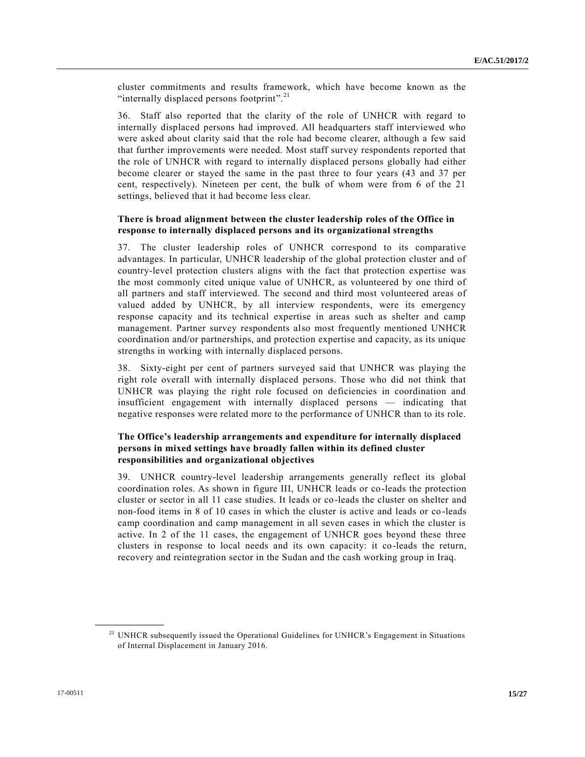cluster commitments and results framework, which have become known as the "internally displaced persons footprint".[21]

36. Staff also reported that the clarity of the role of UNHCR with regard to internally displaced persons had improved. All headquarters staff interviewed who were asked about clarity said that the role had become clearer, although a few said that further improvements were needed. Most staff survey respondents reported that the role of UNHCR with regard to internally displaced persons globally had either become clearer or stayed the same in the past three to four years (43 and 37 per cent, respectively). Nineteen per cent, the bulk of whom were from 6 of the 21 settings, believed that it had become less clear.

**There is broad alignment between the cluster leadership roles of the Office in response to internally displaced persons and its organizational strengths**

37. The cluster leadership roles of UNHCR correspond to its comparative advantages. In particular, UNHCR leadership of the global protection cluster and of country-level protection clusters aligns with the fact that protection expertise was the most commonly cited unique value of UNHCR, as volunteered by one third of all partners and staff interviewed. The second and third most volunteered areas of valued added by UNHCR, by all interview respondents, were its emergency response capacity and its technical expertise in areas such as shelter and camp management. Partner survey respondents also most frequently mentioned UNHCR coordination and/or partnerships, and protection expertise and capacity, as its unique strengths in working with internally displaced persons.

38. Sixty-eight per cent of partners surveyed said that UNHCR was playing the right role overall with internally displaced persons. Those who did not think that UNHCR was playing the right role focused on deficiencies in coordination and insufficient engagement with internally displaced persons — indicating that negative responses were related more to the performance of UNHCR than to its role.

**The Office's leadership arrangements and expenditure for internally displaced persons in mixed settings have broadly fallen within its defined cluster responsibilities and organizational objectives**

39. UNHCR country-level leadership arrangements generally reflect its global coordination roles. As shown in figure III, UNHCR leads or co-leads the protection cluster or sector in all 11 case studies. It leads or co-leads the cluster on shelter and non-food items in 8 of 10 cases in which the cluster is active and leads or co-leads camp coordination and camp management in all seven cases in which the cluster is active. In 2 of the 11 cases, the engagement of UNHCR goes beyond these three clusters in response to local needs and its own capacity: it co-leads the return, recovery and reintegration sector in the Sudan and the cash working group in Iraq.

[21] UNHCR subsequently issued the Operational Guidelines for UNHCR's Engagement in Situations of Internal Displacement in January 2016.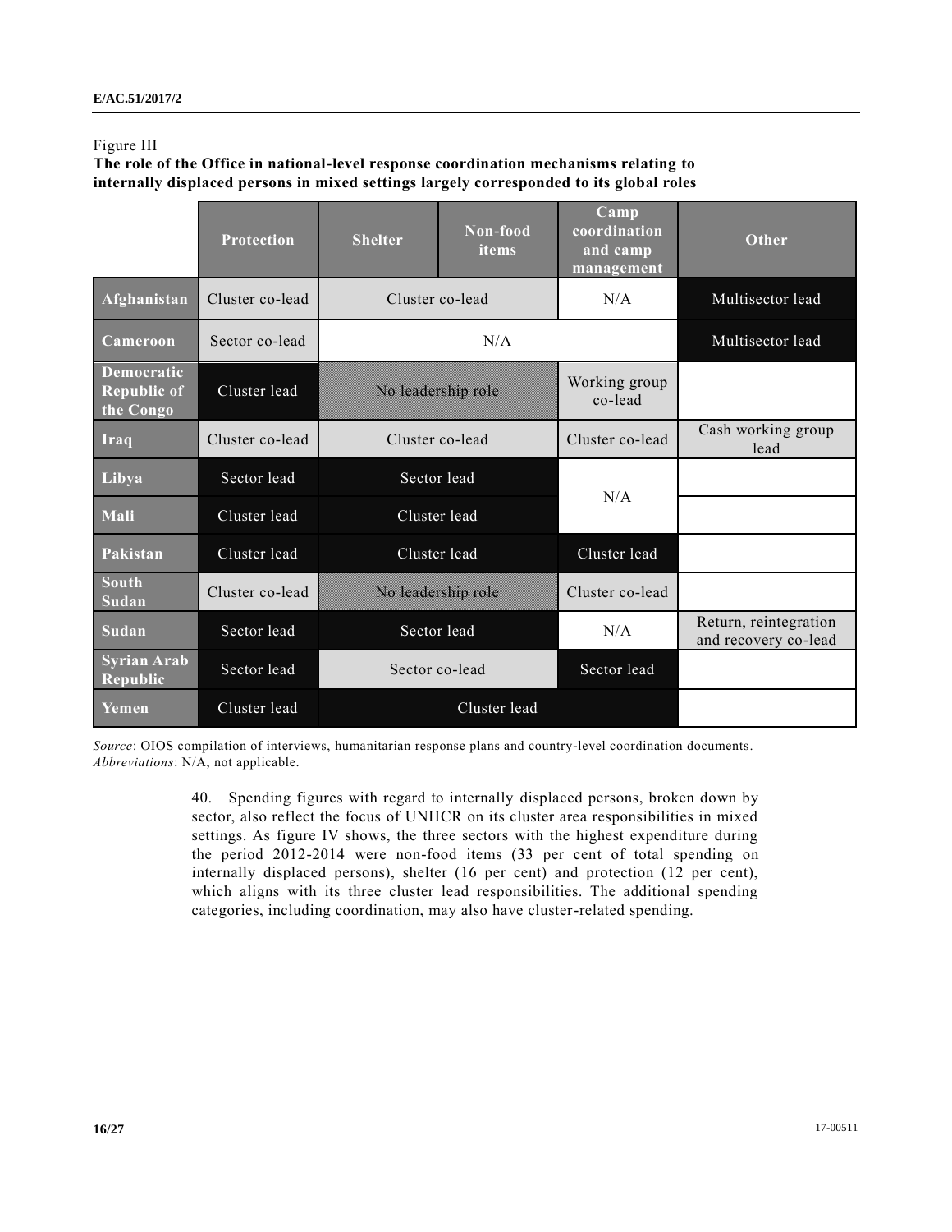Figure III

**The role of the Office in national-level response coordination mechanisms relating to internally displaced persons in mixed settings largely corresponded to its global roles**

| | Protection | Shelter | Non-food items | Camp coordination and camp management | Other |
|---|---|---|---|---|---|
| Afghanistan | Cluster co-lead | Cluster co-lead | | N/A | Multisector lead |
| Cameroon | Sector co-lead | N/A | | | Multisector lead |
| Democratic Republic of the Congo | Cluster lead | No leadership role | | Working group co-lead | |
| Iraq | Cluster co-lead | Cluster co-lead | | Cluster co-lead | Cash working group lead |
| Libya | Sector lead | Sector lead | | N/A | |
| Mali | Cluster lead | Cluster lead | | | |
| Pakistan | Cluster lead | Cluster lead | | Cluster lead | |
| South Sudan | Cluster co-lead | No leadership role | | Cluster co-lead | |
| Sudan | Sector lead | Sector lead | | N/A | Return, reintegration and recovery co-lead |
| Syrian Arab Republic | Sector lead | Sector co-lead | | Sector lead | |
| Yemen | Cluster lead | Cluster lead | | | |

*Source*: OIOS compilation of interviews, humanitarian response plans and country-level coordination documents.
*Abbreviations*: N/A, not applicable.

40. Spending figures with regard to internally displaced persons, broken down by sector, also reflect the focus of UNHCR on its cluster area responsibilities in mixed settings. As figure IV shows, the three sectors with the highest expenditure during the period 2012-2014 were non-food items (33 per cent of total spending on internally displaced persons), shelter (16 per cent) and protection (12 per cent), which aligns with its three cluster lead responsibilities. The additional spending categories, including coordination, may also have cluster-related spending.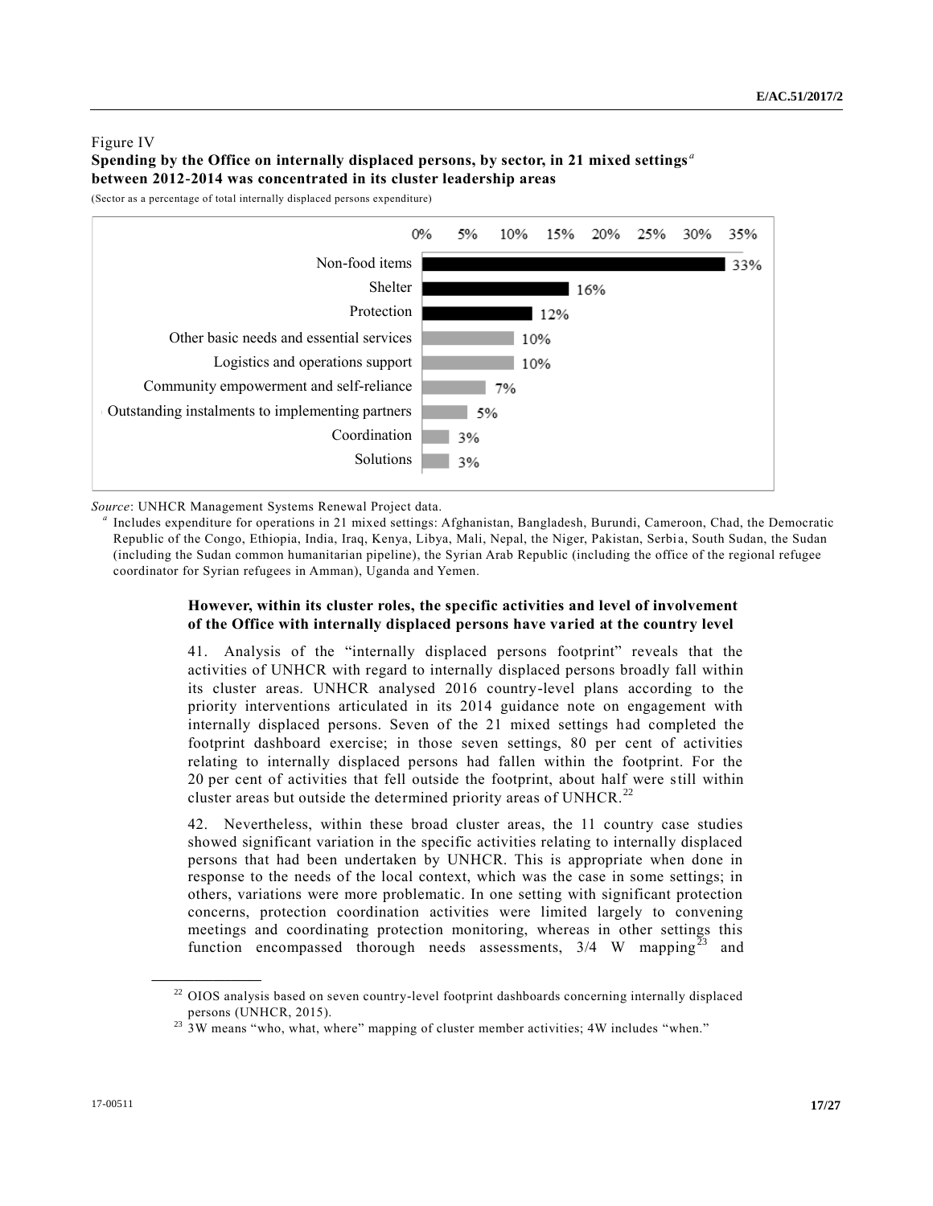Figure IV

**Spending by the Office on internally displaced persons, by sector, in 21 mixed settings[a] between 2012-2014 was concentrated in its cluster leadership areas**

(Sector as a percentage of total internally displaced persons expenditure)

| Sector | Percentage |
| --- | --- |
| Non-food items | 33% |
| Shelter | 16% |
| Protection | 12% |
| Other basic needs and essential services | 10% |
| Logistics and operations support | 10% |
| Community empowerment and self-reliance | 7% |
| Outstanding instalments to implementing partners | 5% |
| Coordination | 3% |
| Solutions | 3% |

*Source*: UNHCR Management Systems Renewal Project data.

[a] Includes expenditure for operations in 21 mixed settings: Afghanistan, Bangladesh, Burundi, Cameroon, Chad, the Democratic Republic of the Congo, Ethiopia, India, Iraq, Kenya, Libya, Mali, Nepal, the Niger, Pakistan, Serbia, South Sudan, the Sudan (including the Sudan common humanitarian pipeline), the Syrian Arab Republic (including the office of the regional refugee coordinator for Syrian refugees in Amman), Uganda and Yemen.

**However, within its cluster roles, the specific activities and level of involvement of the Office with internally displaced persons have varied at the country level**

41. Analysis of the "internally displaced persons footprint" reveals that the activities of UNHCR with regard to internally displaced persons broadly fall within its cluster areas. UNHCR analysed 2016 country-level plans according to the priority interventions articulated in its 2014 guidance note on engagement with internally displaced persons. Seven of the 21 mixed settings had completed the footprint dashboard exercise; in those seven settings, 80 per cent of activities relating to internally displaced persons had fallen within the footprint. For the 20 per cent of activities that fell outside the footprint, about half were still within cluster areas but outside the determined priority areas of UNHCR.[22]

42. Nevertheless, within these broad cluster areas, the 11 country case studies showed significant variation in the specific activities relating to internally displaced persons that had been undertaken by UNHCR. This is appropriate when done in response to the needs of the local context, which was the case in some settings; in others, variations were more problematic. In one setting with significant protection concerns, protection coordination activities were limited largely to convening meetings and coordinating protection monitoring, whereas in other settings this function encompassed thorough needs assessments, 3/4 W mapping[23] and

[22] OIOS analysis based on seven country-level footprint dashboards concerning internally displaced persons (UNHCR, 2015).

[23] 3W means "who, what, where" mapping of cluster member activities; 4W includes "when."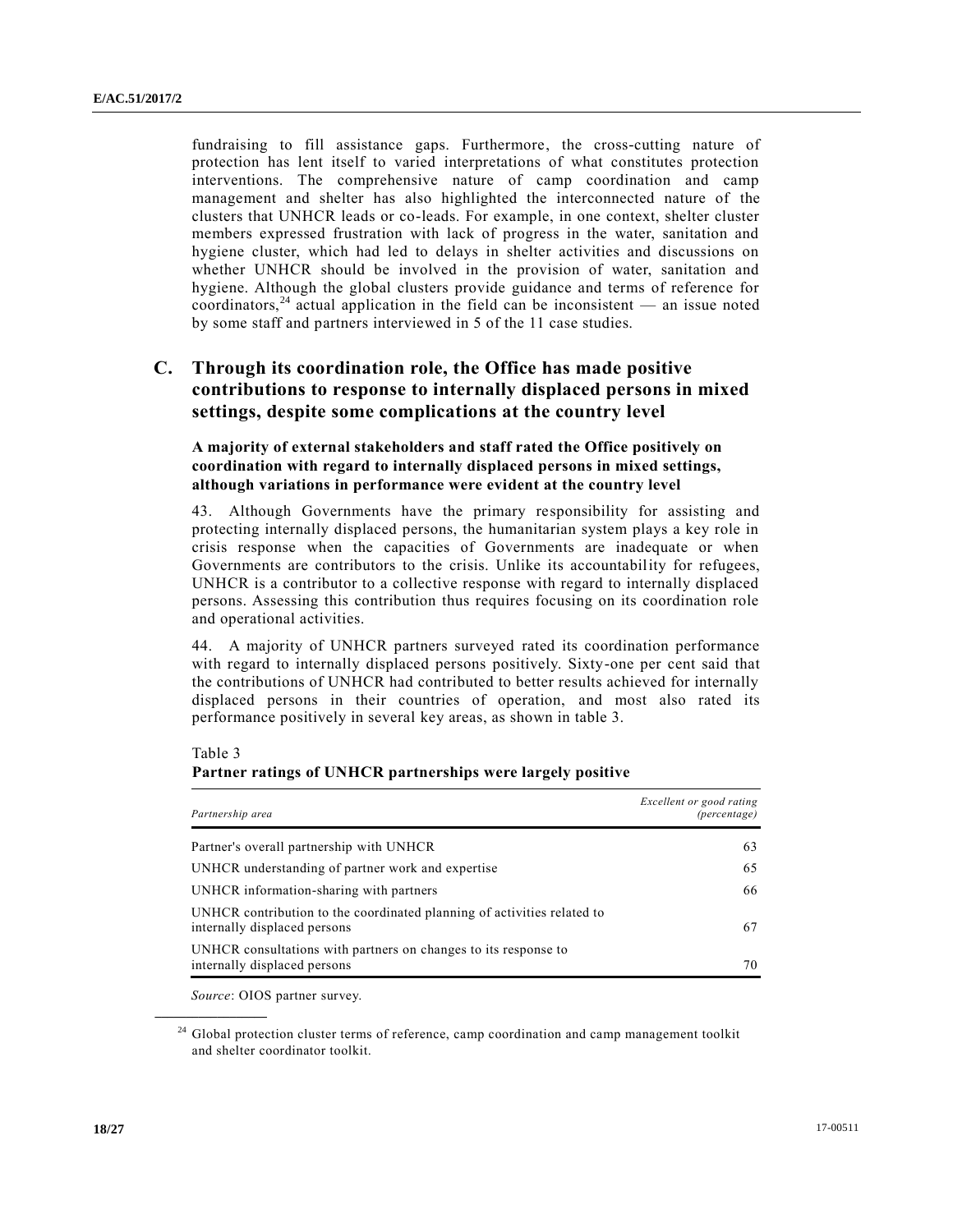fundraising to fill assistance gaps. Furthermore, the cross-cutting nature of protection has lent itself to varied interpretations of what constitutes protection interventions. The comprehensive nature of camp coordination and camp management and shelter has also highlighted the interconnected nature of the clusters that UNHCR leads or co-leads. For example, in one context, shelter cluster members expressed frustration with lack of progress in the water, sanitation and hygiene cluster, which had led to delays in shelter activities and discussions on whether UNHCR should be involved in the provision of water, sanitation and hygiene. Although the global clusters provide guidance and terms of reference for coordinators,[24] actual application in the field can be inconsistent — an issue noted by some staff and partners interviewed in 5 of the 11 case studies.

## C. Through its coordination role, the Office has made positive contributions to response to internally displaced persons in mixed settings, despite some complications at the country level

### A majority of external stakeholders and staff rated the Office positively on coordination with regard to internally displaced persons in mixed settings, although variations in performance were evident at the country level

43. Although Governments have the primary responsibility for assisting and protecting internally displaced persons, the humanitarian system plays a key role in crisis response when the capacities of Governments are inadequate or when Governments are contributors to the crisis. Unlike its accountability for refugees, UNHCR is a contributor to a collective response with regard to internally displaced persons. Assessing this contribution thus requires focusing on its coordination role and operational activities.

44. A majority of UNHCR partners surveyed rated its coordination performance with regard to internally displaced persons positively. Sixty-one per cent said that the contributions of UNHCR had contributed to better results achieved for internally displaced persons in their countries of operation, and most also rated its performance positively in several key areas, as shown in table 3.

Table 3
**Partner ratings of UNHCR partnerships were largely positive**

| *Partnership area* | *Excellent or good rating (percentage)* |
|---|---|
| Partner's overall partnership with UNHCR | 63 |
| UNHCR understanding of partner work and expertise | 65 |
| UNHCR information-sharing with partners | 66 |
| UNHCR contribution to the coordinated planning of activities related to internally displaced persons | 67 |
| UNHCR consultations with partners on changes to its response to internally displaced persons | 70 |

*Source*: OIOS partner survey.

[24] Global protection cluster terms of reference, camp coordination and camp management toolkit and shelter coordinator toolkit.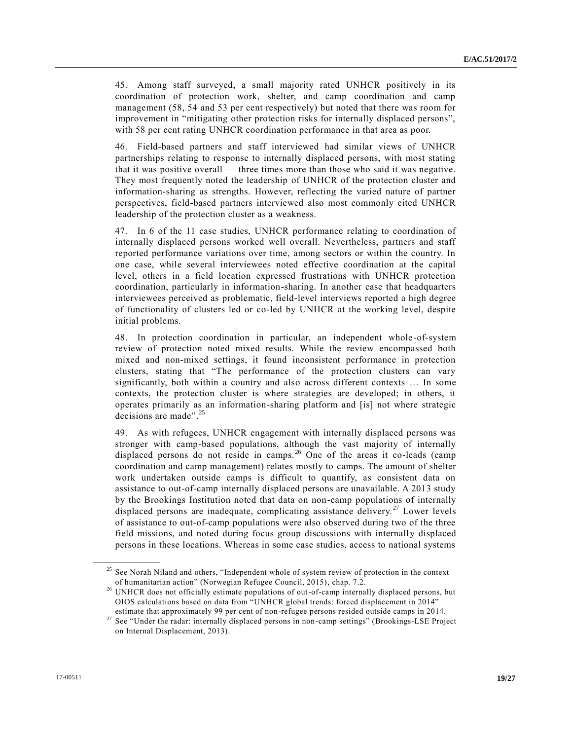45. Among staff surveyed, a small majority rated UNHCR positively in its coordination of protection work, shelter, and camp coordination and camp management (58, 54 and 53 per cent respectively) but noted that there was room for improvement in "mitigating other protection risks for internally displaced persons", with 58 per cent rating UNHCR coordination performance in that area as poor.

46. Field-based partners and staff interviewed had similar views of UNHCR partnerships relating to response to internally displaced persons, with most stating that it was positive overall — three times more than those who said it was negative. They most frequently noted the leadership of UNHCR of the protection cluster and information-sharing as strengths. However, reflecting the varied nature of partner perspectives, field-based partners interviewed also most commonly cited UNHCR leadership of the protection cluster as a weakness.

47. In 6 of the 11 case studies, UNHCR performance relating to coordination of internally displaced persons worked well overall. Nevertheless, partners and staff reported performance variations over time, among sectors or within the country. In one case, while several interviewees noted effective coordination at the capital level, others in a field location expressed frustrations with UNHCR protection coordination, particularly in information-sharing. In another case that headquarters interviewees perceived as problematic, field-level interviews reported a high degree of functionality of clusters led or co-led by UNHCR at the working level, despite initial problems.

48. In protection coordination in particular, an independent whole-of-system review of protection noted mixed results. While the review encompassed both mixed and non-mixed settings, it found inconsistent performance in protection clusters, stating that "The performance of the protection clusters can vary significantly, both within a country and also across different contexts … In some contexts, the protection cluster is where strategies are developed; in others, it operates primarily as an information-sharing platform and [is] not where strategic decisions are made".[25]

49. As with refugees, UNHCR engagement with internally displaced persons was stronger with camp-based populations, although the vast majority of internally displaced persons do not reside in camps.[26] One of the areas it co-leads (camp coordination and camp management) relates mostly to camps. The amount of shelter work undertaken outside camps is difficult to quantify, as consistent data on assistance to out-of-camp internally displaced persons are unavailable. A 2013 study by the Brookings Institution noted that data on non-camp populations of internally displaced persons are inadequate, complicating assistance delivery.[27] Lower levels of assistance to out-of-camp populations were also observed during two of the three field missions, and noted during focus group discussions with internally displaced persons in these locations. Whereas in some case studies, access to national systems

---

[25] See Norah Niland and others, "Independent whole of system review of protection in the context of humanitarian action" (Norwegian Refugee Council, 2015), chap. 7.2.

[26] UNHCR does not officially estimate populations of out-of-camp internally displaced persons, but OIOS calculations based on data from "UNHCR global trends: forced displacement in 2014" estimate that approximately 99 per cent of non-refugee persons resided outside camps in 2014.

[27] See "Under the radar: internally displaced persons in non-camp settings" (Brookings-LSE Project on Internal Displacement, 2013).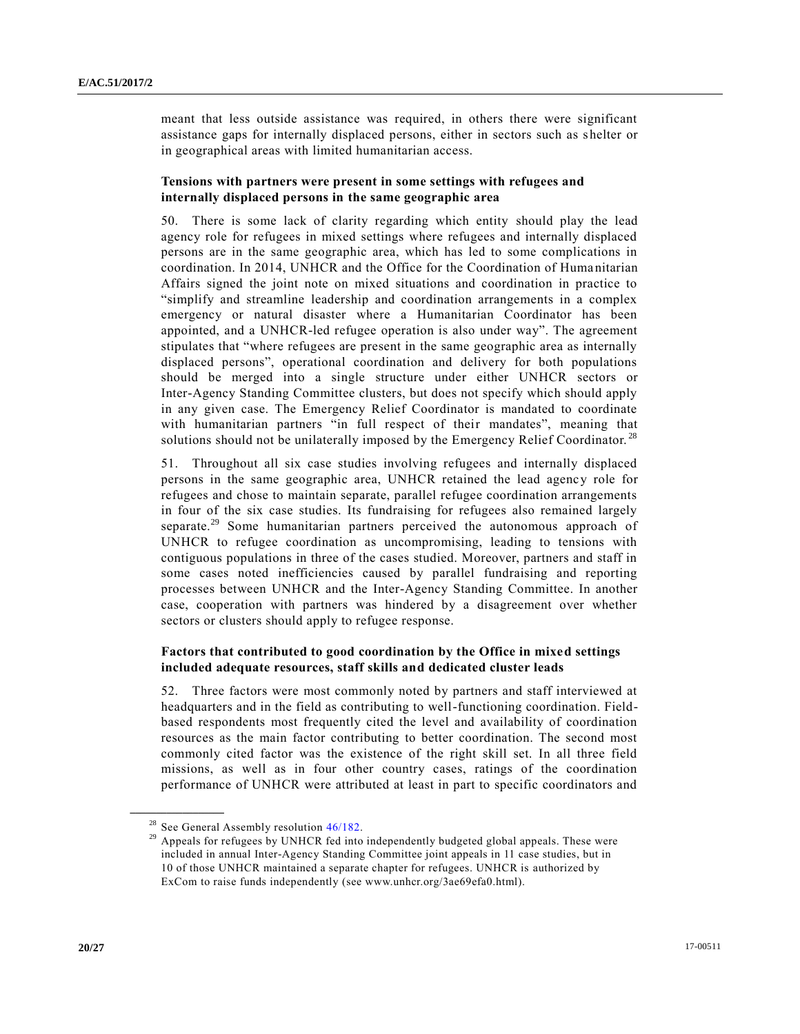meant that less outside assistance was required, in others there were significant assistance gaps for internally displaced persons, either in sectors such as shelter or in geographical areas with limited humanitarian access.

### Tensions with partners were present in some settings with refugees and internally displaced persons in the same geographic area

50. There is some lack of clarity regarding which entity should play the lead agency role for refugees in mixed settings where refugees and internally displaced persons are in the same geographic area, which has led to some complications in coordination. In 2014, UNHCR and the Office for the Coordination of Humanitarian Affairs signed the joint note on mixed situations and coordination in practice to "simplify and streamline leadership and coordination arrangements in a complex emergency or natural disaster where a Humanitarian Coordinator has been appointed, and a UNHCR-led refugee operation is also under way". The agreement stipulates that "where refugees are present in the same geographic area as internally displaced persons", operational coordination and delivery for both populations should be merged into a single structure under either UNHCR sectors or Inter-Agency Standing Committee clusters, but does not specify which should apply in any given case. The Emergency Relief Coordinator is mandated to coordinate with humanitarian partners "in full respect of their mandates", meaning that solutions should not be unilaterally imposed by the Emergency Relief Coordinator.[28]

51. Throughout all six case studies involving refugees and internally displaced persons in the same geographic area, UNHCR retained the lead agency role for refugees and chose to maintain separate, parallel refugee coordination arrangements in four of the six case studies. Its fundraising for refugees also remained largely separate.[29] Some humanitarian partners perceived the autonomous approach of UNHCR to refugee coordination as uncompromising, leading to tensions with contiguous populations in three of the cases studied. Moreover, partners and staff in some cases noted inefficiencies caused by parallel fundraising and reporting processes between UNHCR and the Inter-Agency Standing Committee. In another case, cooperation with partners was hindered by a disagreement over whether sectors or clusters should apply to refugee response.

### Factors that contributed to good coordination by the Office in mixed settings included adequate resources, staff skills and dedicated cluster leads

52. Three factors were most commonly noted by partners and staff interviewed at headquarters and in the field as contributing to well-functioning coordination. Field-based respondents most frequently cited the level and availability of coordination resources as the main factor contributing to better coordination. The second most commonly cited factor was the existence of the right skill set. In all three field missions, as well as in four other country cases, ratings of the coordination performance of UNHCR were attributed at least in part to specific coordinators and

---

[28] See General Assembly resolution 46/182.

[29] Appeals for refugees by UNHCR fed into independently budgeted global appeals. These were included in annual Inter-Agency Standing Committee joint appeals in 11 case studies, but in 10 of those UNHCR maintained a separate chapter for refugees. UNHCR is authorized by ExCom to raise funds independently (see www.unhcr.org/3ae69efa0.html).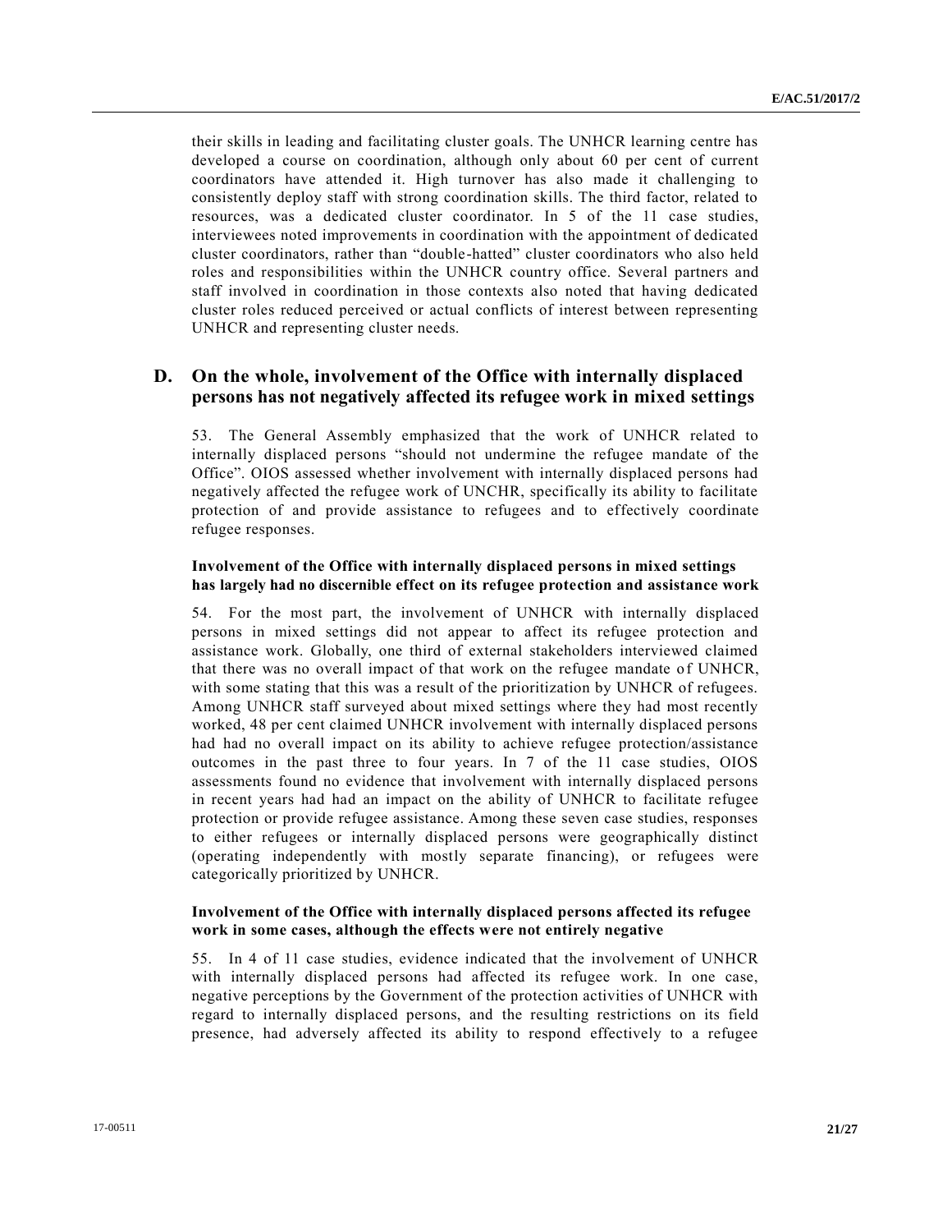their skills in leading and facilitating cluster goals. The UNHCR learning centre has developed a course on coordination, although only about 60 per cent of current coordinators have attended it. High turnover has also made it challenging to consistently deploy staff with strong coordination skills. The third factor, related to resources, was a dedicated cluster coordinator. In 5 of the 11 case studies, interviewees noted improvements in coordination with the appointment of dedicated cluster coordinators, rather than "double-hatted" cluster coordinators who also held roles and responsibilities within the UNHCR country office. Several partners and staff involved in coordination in those contexts also noted that having dedicated cluster roles reduced perceived or actual conflicts of interest between representing UNHCR and representing cluster needs.

## D. On the whole, involvement of the Office with internally displaced persons has not negatively affected its refugee work in mixed settings

53. The General Assembly emphasized that the work of UNHCR related to internally displaced persons "should not undermine the refugee mandate of the Office". OIOS assessed whether involvement with internally displaced persons had negatively affected the refugee work of UNCHR, specifically its ability to facilitate protection of and provide assistance to refugees and to effectively coordinate refugee responses.

### Involvement of the Office with internally displaced persons in mixed settings has largely had no discernible effect on its refugee protection and assistance work

54. For the most part, the involvement of UNHCR with internally displaced persons in mixed settings did not appear to affect its refugee protection and assistance work. Globally, one third of external stakeholders interviewed claimed that there was no overall impact of that work on the refugee mandate of UNHCR, with some stating that this was a result of the prioritization by UNHCR of refugees. Among UNHCR staff surveyed about mixed settings where they had most recently worked, 48 per cent claimed UNHCR involvement with internally displaced persons had had no overall impact on its ability to achieve refugee protection/assistance outcomes in the past three to four years. In 7 of the 11 case studies, OIOS assessments found no evidence that involvement with internally displaced persons in recent years had had an impact on the ability of UNHCR to facilitate refugee protection or provide refugee assistance. Among these seven case studies, responses to either refugees or internally displaced persons were geographically distinct (operating independently with mostly separate financing), or refugees were categorically prioritized by UNHCR.

### Involvement of the Office with internally displaced persons affected its refugee work in some cases, although the effects were not entirely negative

55. In 4 of 11 case studies, evidence indicated that the involvement of UNHCR with internally displaced persons had affected its refugee work. In one case, negative perceptions by the Government of the protection activities of UNHCR with regard to internally displaced persons, and the resulting restrictions on its field presence, had adversely affected its ability to respond effectively to a refugee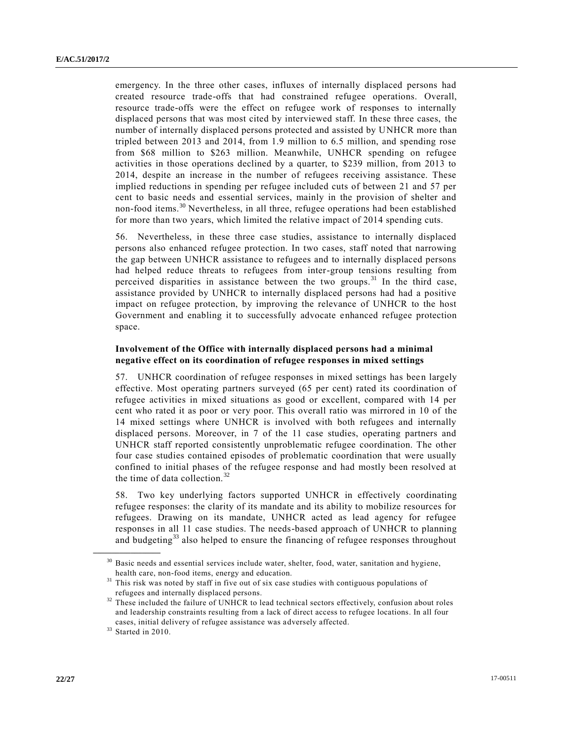emergency. In the three other cases, influxes of internally displaced persons had created resource trade-offs that had constrained refugee operations. Overall, resource trade-offs were the effect on refugee work of responses to internally displaced persons that was most cited by interviewed staff. In these three cases, the number of internally displaced persons protected and assisted by UNHCR more than tripled between 2013 and 2014, from 1.9 million to 6.5 million, and spending rose from $68 million to $263 million. Meanwhile, UNHCR spending on refugee activities in those operations declined by a quarter, to $239 million, from 2013 to 2014, despite an increase in the number of refugees receiving assistance. These implied reductions in spending per refugee included cuts of between 21 and 57 per cent to basic needs and essential services, mainly in the provision of shelter and non-food items.[30] Nevertheless, in all three, refugee operations had been established for more than two years, which limited the relative impact of 2014 spending cuts.

56. Nevertheless, in these three case studies, assistance to internally displaced persons also enhanced refugee protection. In two cases, staff noted that narrowing the gap between UNHCR assistance to refugees and to internally displaced persons had helped reduce threats to refugees from inter-group tensions resulting from perceived disparities in assistance between the two groups.[31] In the third case, assistance provided by UNHCR to internally displaced persons had had a positive impact on refugee protection, by improving the relevance of UNHCR to the host Government and enabling it to successfully advocate enhanced refugee protection space.

**Involvement of the Office with internally displaced persons had a minimal negative effect on its coordination of refugee responses in mixed settings**

57. UNHCR coordination of refugee responses in mixed settings has been largely effective. Most operating partners surveyed (65 per cent) rated its coordination of refugee activities in mixed situations as good or excellent, compared with 14 per cent who rated it as poor or very poor. This overall ratio was mirrored in 10 of the 14 mixed settings where UNHCR is involved with both refugees and internally displaced persons. Moreover, in 7 of the 11 case studies, operating partners and UNHCR staff reported consistently unproblematic refugee coordination. The other four case studies contained episodes of problematic coordination that were usually confined to initial phases of the refugee response and had mostly been resolved at the time of data collection.[32]

58. Two key underlying factors supported UNHCR in effectively coordinating refugee responses: the clarity of its mandate and its ability to mobilize resources for refugees. Drawing on its mandate, UNHCR acted as lead agency for refugee responses in all 11 case studies. The needs-based approach of UNHCR to planning and budgeting[33] also helped to ensure the financing of refugee responses throughout

---

[30] Basic needs and essential services include water, shelter, food, water, sanitation and hygiene, health care, non-food items, energy and education.

[31] This risk was noted by staff in five out of six case studies with contiguous populations of refugees and internally displaced persons.

[32] These included the failure of UNHCR to lead technical sectors effectively, confusion about roles and leadership constraints resulting from a lack of direct access to refugee locations. In all four cases, initial delivery of refugee assistance was adversely affected.

[33] Started in 2010.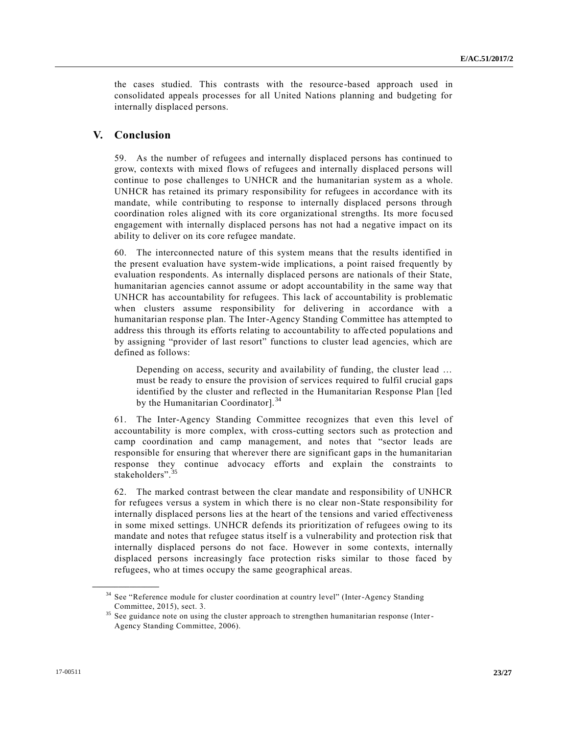the cases studied. This contrasts with the resource-based approach used in consolidated appeals processes for all United Nations planning and budgeting for internally displaced persons.

## V. Conclusion

59. As the number of refugees and internally displaced persons has continued to grow, contexts with mixed flows of refugees and internally displaced persons will continue to pose challenges to UNHCR and the humanitarian system as a whole. UNHCR has retained its primary responsibility for refugees in accordance with its mandate, while contributing to response to internally displaced persons through coordination roles aligned with its core organizational strengths. Its more focused engagement with internally displaced persons has not had a negative impact on its ability to deliver on its core refugee mandate.

60. The interconnected nature of this system means that the results identified in the present evaluation have system-wide implications, a point raised frequently by evaluation respondents. As internally displaced persons are nationals of their State, humanitarian agencies cannot assume or adopt accountability in the same way that UNHCR has accountability for refugees. This lack of accountability is problematic when clusters assume responsibility for delivering in accordance with a humanitarian response plan. The Inter-Agency Standing Committee has attempted to address this through its efforts relating to accountability to affected populations and by assigning "provider of last resort" functions to cluster lead agencies, which are defined as follows:

> Depending on access, security and availability of funding, the cluster lead … must be ready to ensure the provision of services required to fulfil crucial gaps identified by the cluster and reflected in the Humanitarian Response Plan [led by the Humanitarian Coordinator].[34]

61. The Inter-Agency Standing Committee recognizes that even this level of accountability is more complex, with cross-cutting sectors such as protection and camp coordination and camp management, and notes that "sector leads are responsible for ensuring that wherever there are significant gaps in the humanitarian response they continue advocacy efforts and explain the constraints to stakeholders".[35]

62. The marked contrast between the clear mandate and responsibility of UNHCR for refugees versus a system in which there is no clear non-State responsibility for internally displaced persons lies at the heart of the tensions and varied effectiveness in some mixed settings. UNHCR defends its prioritization of refugees owing to its mandate and notes that refugee status itself is a vulnerability and protection risk that internally displaced persons do not face. However in some contexts, internally displaced persons increasingly face protection risks similar to those faced by refugees, who at times occupy the same geographical areas.

---

[34] See "Reference module for cluster coordination at country level" (Inter-Agency Standing Committee, 2015), sect. 3.

[35] See guidance note on using the cluster approach to strengthen humanitarian response (Inter-Agency Standing Committee, 2006).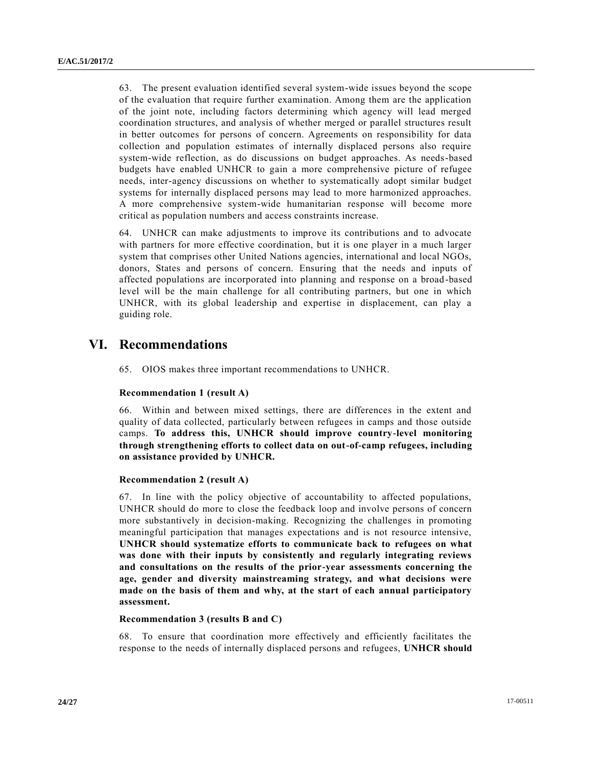63. The present evaluation identified several system-wide issues beyond the scope of the evaluation that require further examination. Among them are the application of the joint note, including factors determining which agency will lead merged coordination structures, and analysis of whether merged or parallel structures result in better outcomes for persons of concern. Agreements on responsibility for data collection and population estimates of internally displaced persons also require system-wide reflection, as do discussions on budget approaches. As needs-based budgets have enabled UNHCR to gain a more comprehensive picture of refugee needs, inter-agency discussions on whether to systematically adopt similar budget systems for internally displaced persons may lead to more harmonized approaches. A more comprehensive system-wide humanitarian response will become more critical as population numbers and access constraints increase.

64. UNHCR can make adjustments to improve its contributions and to advocate with partners for more effective coordination, but it is one player in a much larger system that comprises other United Nations agencies, international and local NGOs, donors, States and persons of concern. Ensuring that the needs and inputs of affected populations are incorporated into planning and response on a broad-based level will be the main challenge for all contributing partners, but one in which UNHCR, with its global leadership and expertise in displacement, can play a guiding role.

# VI. Recommendations

65. OIOS makes three important recommendations to UNHCR.

**Recommendation 1 (result A)**

66. Within and between mixed settings, there are differences in the extent and quality of data collected, particularly between refugees in camps and those outside camps. **To address this, UNHCR should improve country-level monitoring through strengthening efforts to collect data on out-of-camp refugees, including on assistance provided by UNHCR.**

**Recommendation 2 (result A)**

67. In line with the policy objective of accountability to affected populations, UNHCR should do more to close the feedback loop and involve persons of concern more substantively in decision-making. Recognizing the challenges in promoting meaningful participation that manages expectations and is not resource intensive, **UNHCR should systematize efforts to communicate back to refugees on what was done with their inputs by consistently and regularly integrating reviews and consultations on the results of the prior-year assessments concerning the age, gender and diversity mainstreaming strategy, and what decisions were made on the basis of them and why, at the start of each annual participatory assessment.**

**Recommendation 3 (results B and C)**

68. To ensure that coordination more effectively and efficiently facilitates the response to the needs of internally displaced persons and refugees, **UNHCR should**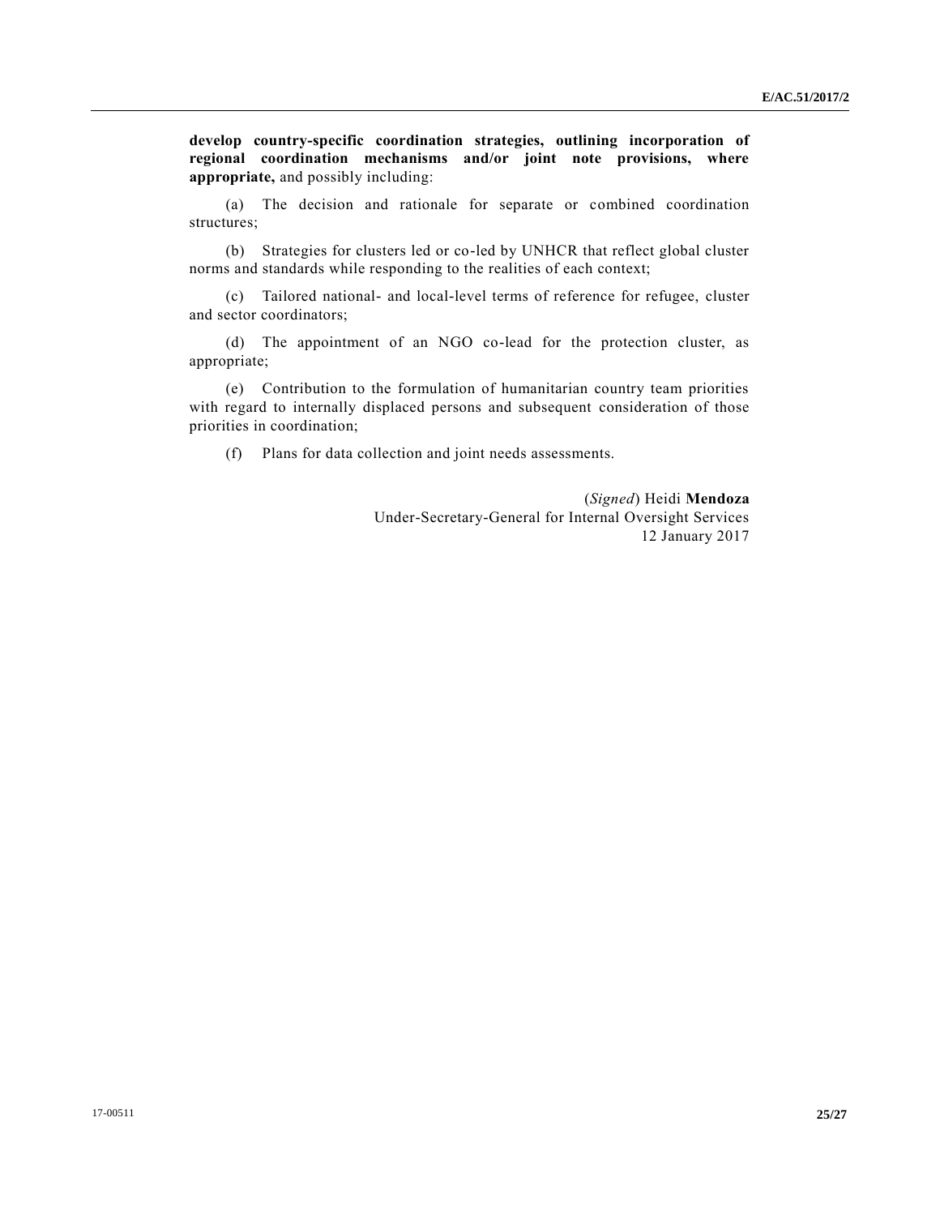**develop country-specific coordination strategies, outlining incorporation of regional coordination mechanisms and/or joint note provisions, where appropriate,** and possibly including:

(a) The decision and rationale for separate or combined coordination structures;

(b) Strategies for clusters led or co-led by UNHCR that reflect global cluster norms and standards while responding to the realities of each context;

(c) Tailored national- and local-level terms of reference for refugee, cluster and sector coordinators;

(d) The appointment of an NGO co-lead for the protection cluster, as appropriate;

(e) Contribution to the formulation of humanitarian country team priorities with regard to internally displaced persons and subsequent consideration of those priorities in coordination;

(f) Plans for data collection and joint needs assessments.

(*Signed*) Heidi **Mendoza**
Under-Secretary-General for Internal Oversight Services
12 January 2017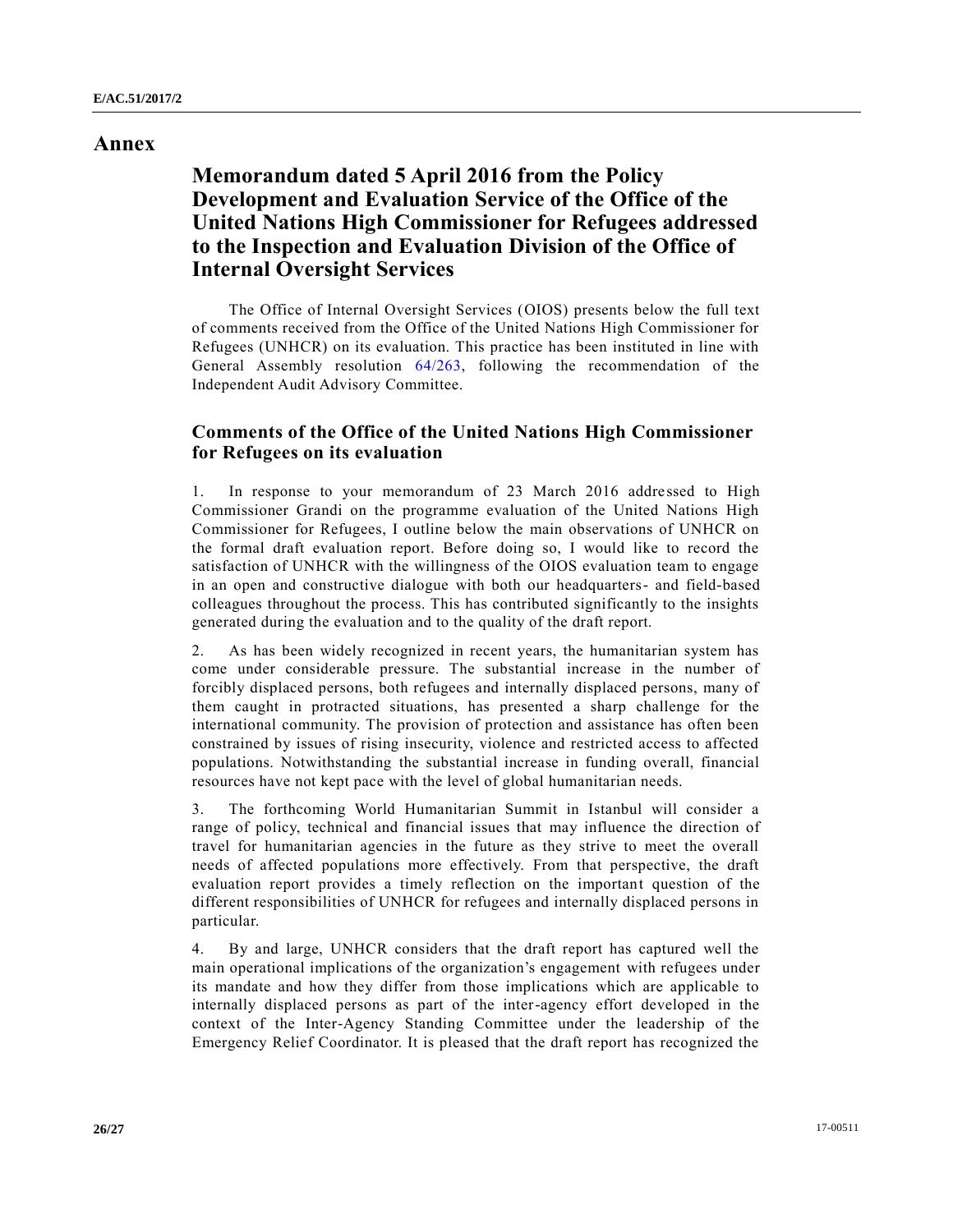# Annex

## Memorandum dated 5 April 2016 from the Policy Development and Evaluation Service of the Office of the United Nations High Commissioner for Refugees addressed to the Inspection and Evaluation Division of the Office of Internal Oversight Services

The Office of Internal Oversight Services (OIOS) presents below the full text of comments received from the Office of the United Nations High Commissioner for Refugees (UNHCR) on its evaluation. This practice has been instituted in line with General Assembly resolution 64/263, following the recommendation of the Independent Audit Advisory Committee.

### Comments of the Office of the United Nations High Commissioner for Refugees on its evaluation

1. In response to your memorandum of 23 March 2016 addressed to High Commissioner Grandi on the programme evaluation of the United Nations High Commissioner for Refugees, I outline below the main observations of UNHCR on the formal draft evaluation report. Before doing so, I would like to record the satisfaction of UNHCR with the willingness of the OIOS evaluation team to engage in an open and constructive dialogue with both our headquarters- and field-based colleagues throughout the process. This has contributed significantly to the insights generated during the evaluation and to the quality of the draft report.

2. As has been widely recognized in recent years, the humanitarian system has come under considerable pressure. The substantial increase in the number of forcibly displaced persons, both refugees and internally displaced persons, many of them caught in protracted situations, has presented a sharp challenge for the international community. The provision of protection and assistance has often been constrained by issues of rising insecurity, violence and restricted access to affected populations. Notwithstanding the substantial increase in funding overall, financial resources have not kept pace with the level of global humanitarian needs.

3. The forthcoming World Humanitarian Summit in Istanbul will consider a range of policy, technical and financial issues that may influence the direction of travel for humanitarian agencies in the future as they strive to meet the overall needs of affected populations more effectively. From that perspective, the draft evaluation report provides a timely reflection on the important question of the different responsibilities of UNHCR for refugees and internally displaced persons in particular.

4. By and large, UNHCR considers that the draft report has captured well the main operational implications of the organization's engagement with refugees under its mandate and how they differ from those implications which are applicable to internally displaced persons as part of the inter-agency effort developed in the context of the Inter-Agency Standing Committee under the leadership of the Emergency Relief Coordinator. It is pleased that the draft report has recognized the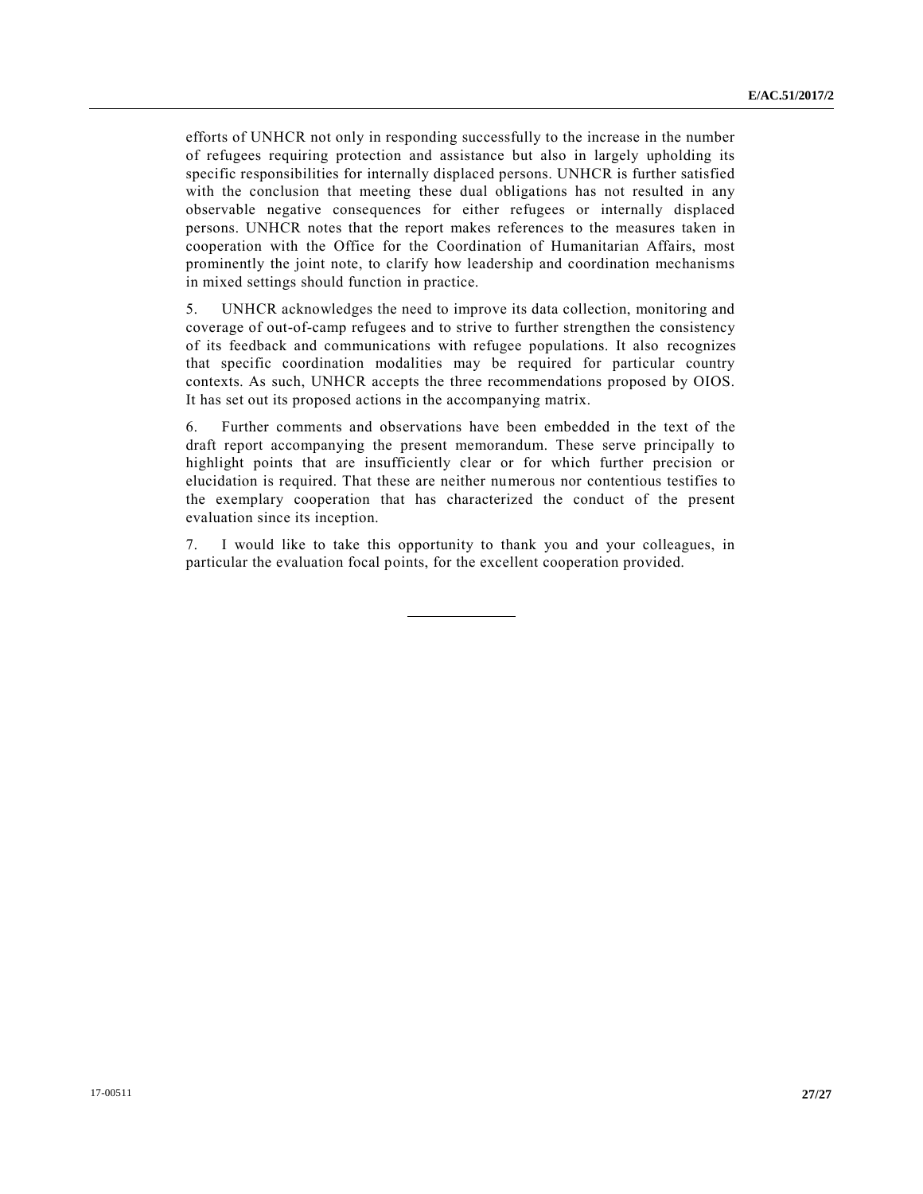efforts of UNHCR not only in responding successfully to the increase in the number of refugees requiring protection and assistance but also in largely upholding its specific responsibilities for internally displaced persons. UNHCR is further satisfied with the conclusion that meeting these dual obligations has not resulted in any observable negative consequences for either refugees or internally displaced persons. UNHCR notes that the report makes references to the measures taken in cooperation with the Office for the Coordination of Humanitarian Affairs, most prominently the joint note, to clarify how leadership and coordination mechanisms in mixed settings should function in practice.

5. UNHCR acknowledges the need to improve its data collection, monitoring and coverage of out-of-camp refugees and to strive to further strengthen the consistency of its feedback and communications with refugee populations. It also recognizes that specific coordination modalities may be required for particular country contexts. As such, UNHCR accepts the three recommendations proposed by OIOS. It has set out its proposed actions in the accompanying matrix.

6. Further comments and observations have been embedded in the text of the draft report accompanying the present memorandum. These serve principally to highlight points that are insufficiently clear or for which further precision or elucidation is required. That these are neither numerous nor contentious testifies to the exemplary cooperation that has characterized the conduct of the present evaluation since its inception.

7. I would like to take this opportunity to thank you and your colleagues, in particular the evaluation focal points, for the excellent cooperation provided.